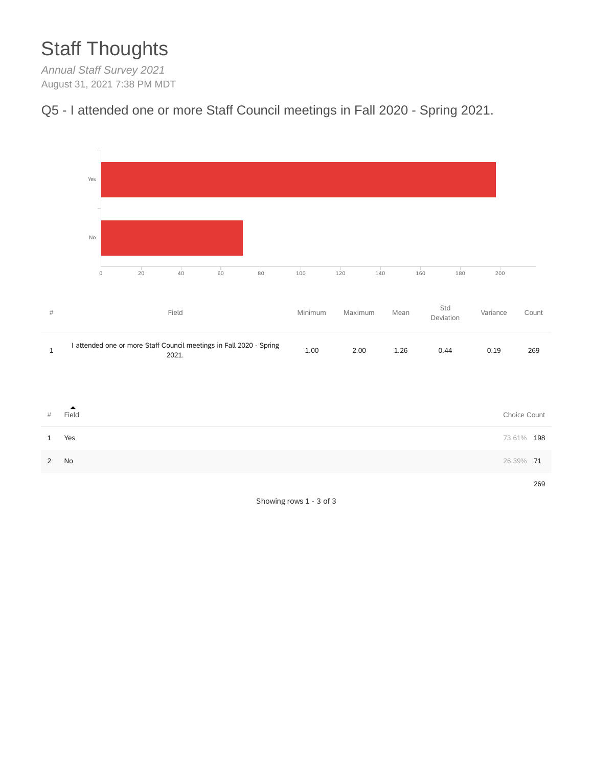# Staff Thoughts

*Annual Staff Survey 2021*

August 31, 2021 7:38 PM MDT

## Q5 - I attended one or more Staff Council meetings in Fall 2020 - Spring 2021.

| # | Field | Minimum | Maximum | Mean | Std Deviation | Variance | Count |
|---|---|---|---|---|---|---|---|
| 1 | I attended one or more Staff Council meetings in Fall 2020 - Spring 2021. | 1.00 | 2.00 | 1.26 | 0.44 | 0.19 | 269 |

| # | Field | Choice Count | |
|---|---|---|---|
| 1 | Yes | 73.61% | 198 |
| 2 | No | 26.39% | 71 |
| | | | 269 |

Showing rows 1 - 3 of 3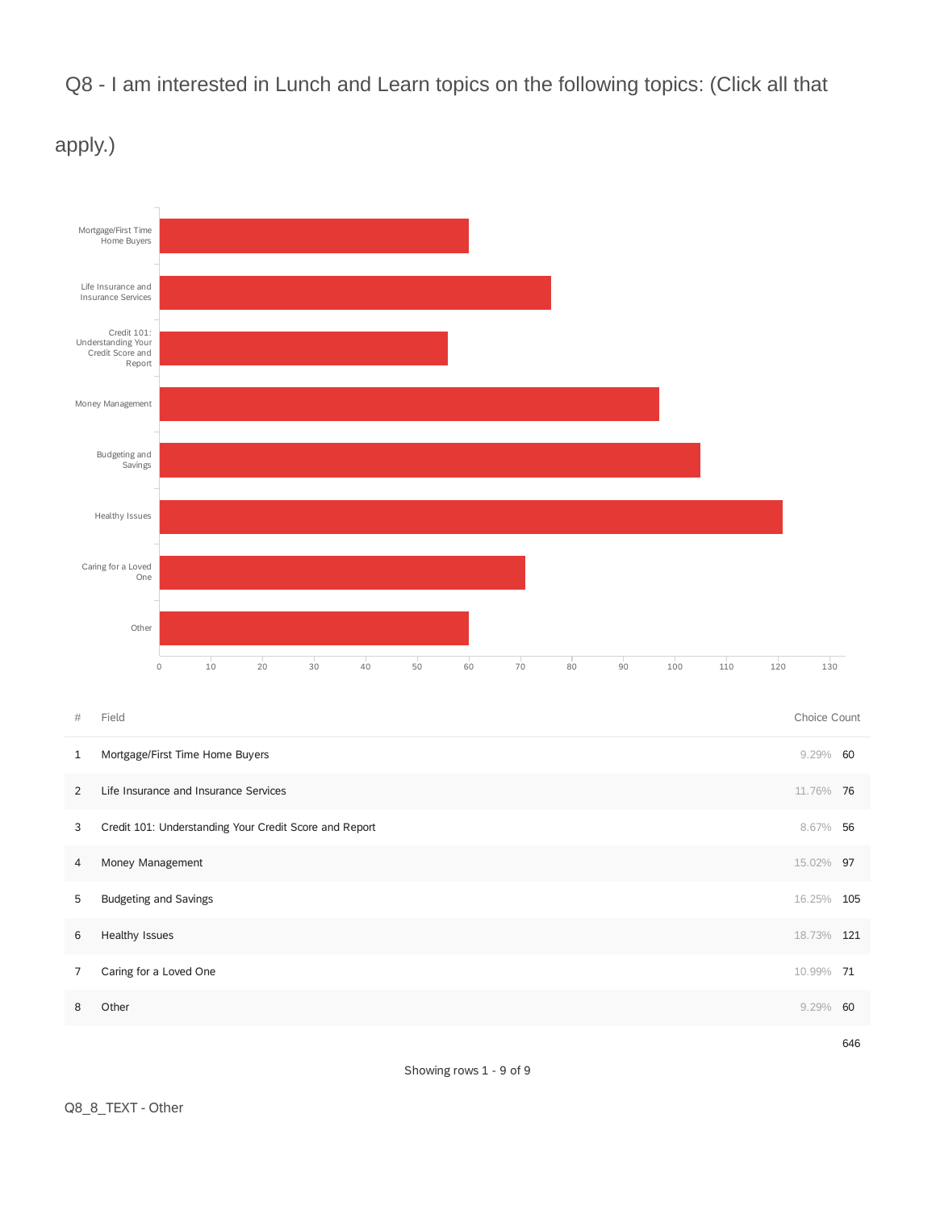## Q8 - I am interested in Lunch and Learn topics on the following topics: (Click all that apply.)

| # | Field | Choice Count | |
|---|---|---|---|
| 1 | Mortgage/First Time Home Buyers | 9.29% | 60 |
| 2 | Life Insurance and Insurance Services | 11.76% | 76 |
| 3 | Credit 101: Understanding Your Credit Score and Report | 8.67% | 56 |
| 4 | Money Management | 15.02% | 97 |
| 5 | Budgeting and Savings | 16.25% | 105 |
| 6 | Healthy Issues | 18.73% | 121 |
| 7 | Caring for a Loved One | 10.99% | 71 |
| 8 | Other | 9.29% | 60 |
| | | | 646 |

Showing rows 1 - 9 of 9

Q8_8_TEXT - Other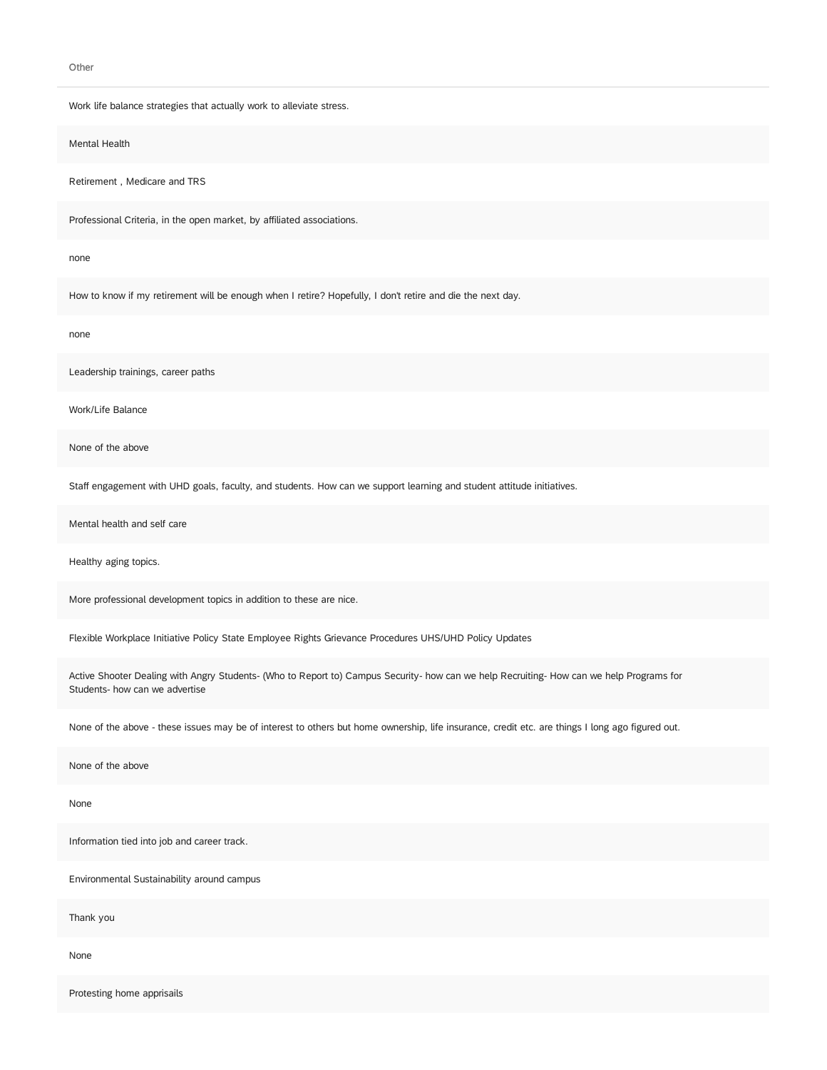Other

Work life balance strategies that actually work to alleviate stress.

Mental Health

Retirement , Medicare and TRS

Professional Criteria, in the open market, by affiliated associations.

none

How to know if my retirement will be enough when I retire? Hopefully, I don't retire and die the next day.

none

Leadership trainings, career paths

Work/Life Balance

None of the above

Staff engagement with UHD goals, faculty, and students. How can we support learning and student attitude initiatives.

Mental health and self care

Healthy aging topics.

More professional development topics in addition to these are nice.

Flexible Workplace Initiative Policy State Employee Rights Grievance Procedures UHS/UHD Policy Updates

Active Shooter Dealing with Angry Students- (Who to Report to) Campus Security- how can we help Recruiting- How can we help Programs for Students- how can we advertise

None of the above - these issues may be of interest to others but home ownership, life insurance, credit etc. are things I long ago figured out.

None of the above

None

Information tied into job and career track.

Environmental Sustainability around campus

Thank you

None

Protesting home apprisails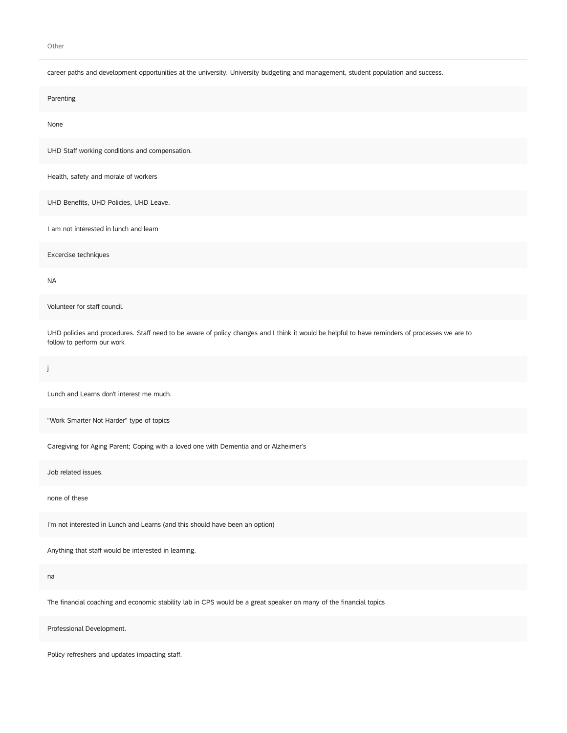Other

career paths and development opportunities at the university. University budgeting and management, student population and success.

Parenting

None

UHD Staff working conditions and compensation.

Health, safety and morale of workers

UHD Benefits, UHD Policies, UHD Leave.

I am not interested in lunch and learn

Excercise techniques

NA

Volunteer for staff council.

UHD policies and procedures. Staff need to be aware of policy changes and I think it would be helpful to have reminders of processes we are to follow to perform our work

j

Lunch and Learns don't interest me much.

"Work Smarter Not Harder" type of topics

Caregiving for Aging Parent; Coping with a loved one with Dementia and or Alzheimer's

Job related issues.

none of these

I'm not interested in Lunch and Learns (and this should have been an option)

Anything that staff would be interested in learning.

na

The financial coaching and economic stability lab in CPS would be a great speaker on many of the financial topics

Professional Development.

Policy refreshers and updates impacting staff.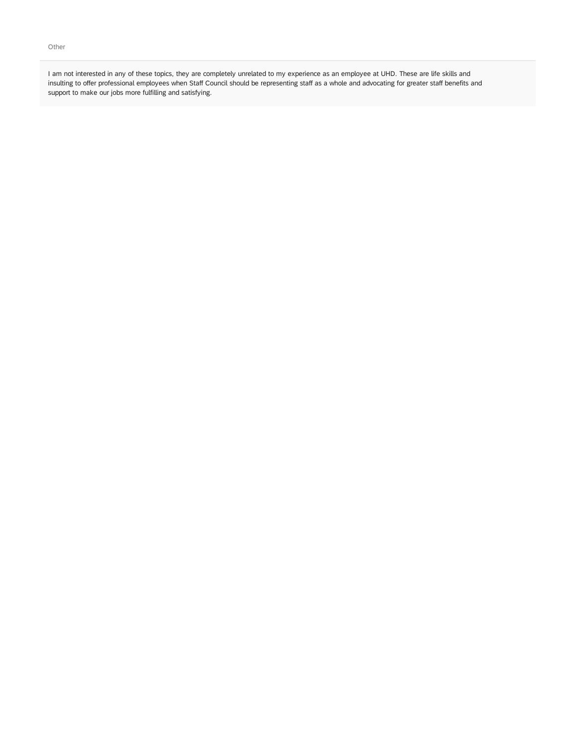Other

I am not interested in any of these topics, they are completely unrelated to my experience as an employee at UHD. These are life skills and insulting to offer professional employees when Staff Council should be representing staff as a whole and advocating for greater staff benefits and support to make our jobs more fulfilling and satisfying.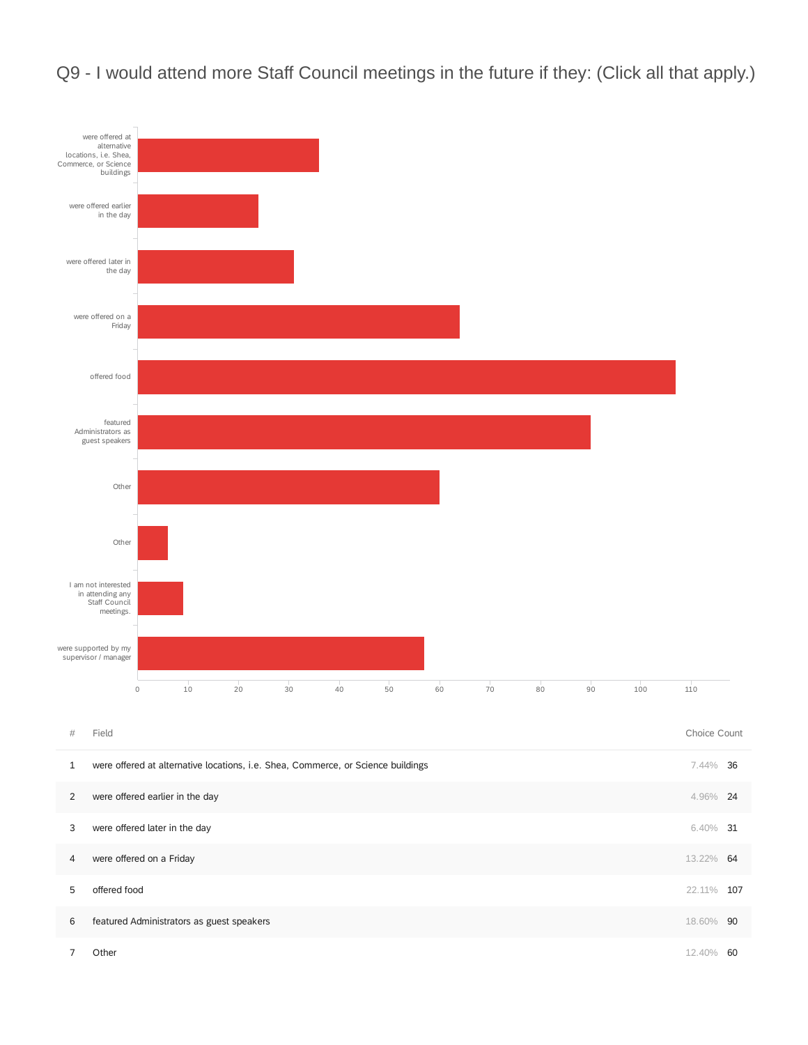# Q9 - I would attend more Staff Council meetings in the future if they: (Click all that apply.)

were offered at alternative locations, i.e. Shea, Commerce, or Science buildings

were offered earlier in the day

were offered later in the day

were offered on a Friday

offered food

featured Administrators as guest speakers

Other

Other

I am not interested in attending any Staff Council meetings.

were supported by my supervisor / manager

0 10 20 30 40 50 60 70 80 90 100 110

| # | Field | Choice Count | |
|---|---|---|---|
| 1 | were offered at alternative locations, i.e. Shea, Commerce, or Science buildings | 7.44% | 36 |
| 2 | were offered earlier in the day | 4.96% | 24 |
| 3 | were offered later in the day | 6.40% | 31 |
| 4 | were offered on a Friday | 13.22% | 64 |
| 5 | offered food | 22.11% | 107 |
| 6 | featured Administrators as guest speakers | 18.60% | 90 |
| 7 | Other | 12.40% | 60 |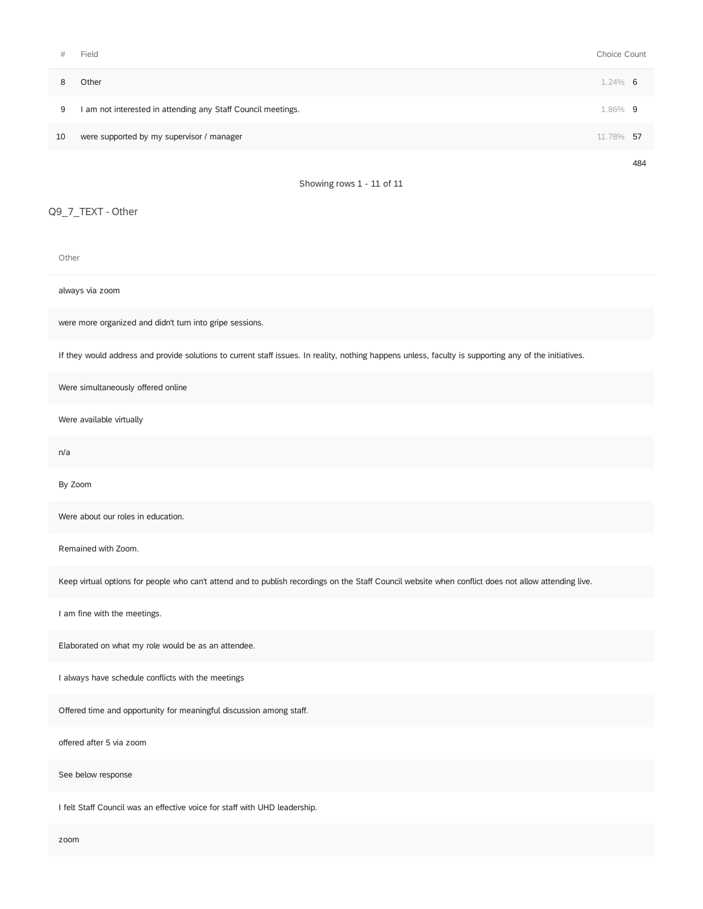| # | Field | Choice Count | |
|---|---|---|---|
| 8 | Other | 1.24% | 6 |
| 9 | I am not interested in attending any Staff Council meetings. | 1.86% | 9 |
| 10 | were supported by my supervisor / manager | 11.78% | 57 |
| | | | 484 |

Showing rows 1 - 11 of 11

## Q9_7_TEXT - Other

| Other |
|---|
| always via zoom |
| were more organized and didn't turn into gripe sessions. |
| If they would address and provide solutions to current staff issues. In reality, nothing happens unless, faculty is supporting any of the initiatives. |
| Were simultaneously offered online |
| Were available virtually |
| n/a |
| By Zoom |
| Were about our roles in education. |
| Remained with Zoom. |
| Keep virtual options for people who can't attend and to publish recordings on the Staff Council website when conflict does not allow attending live. |
| I am fine with the meetings. |
| Elaborated on what my role would be as an attendee. |
| I always have schedule conflicts with the meetings |
| Offered time and opportunity for meaningful discussion among staff. |
| offered after 5 via zoom |
| See below response |
| I felt Staff Council was an effective voice for staff with UHD leadership. |
| zoom |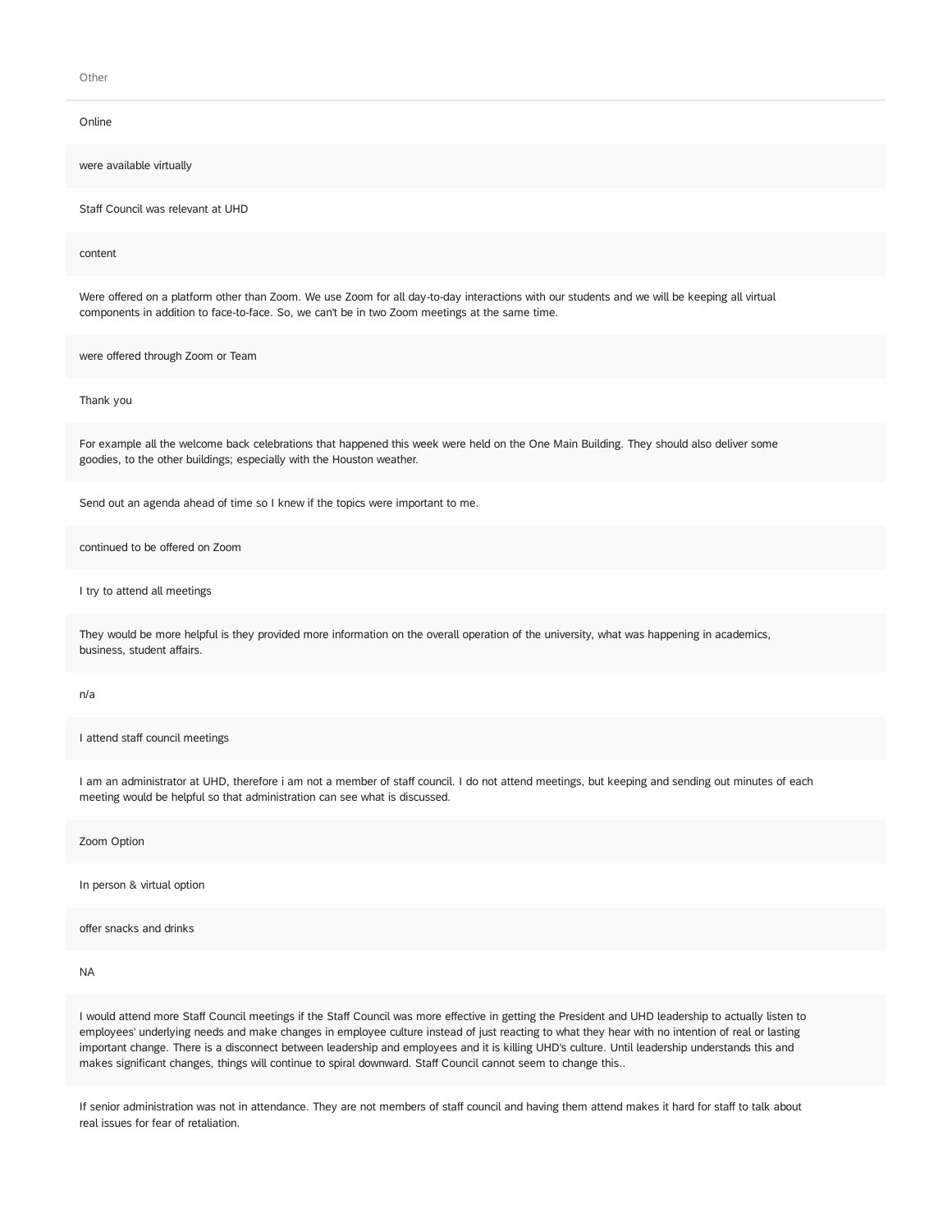Other

---

Online

were available virtually

Staff Council was relevant at UHD

content

Were offered on a platform other than Zoom. We use Zoom for all day-to-day interactions with our students and we will be keeping all virtual components in addition to face-to-face. So, we can't be in two Zoom meetings at the same time.

were offered through Zoom or Team

Thank you

For example all the welcome back celebrations that happened this week were held on the One Main Building. They should also deliver some goodies, to the other buildings; especially with the Houston weather.

Send out an agenda ahead of time so I knew if the topics were important to me.

continued to be offered on Zoom

I try to attend all meetings

They would be more helpful is they provided more information on the overall operation of the university, what was happening in academics, business, student affairs.

n/a

I attend staff council meetings

I am an administrator at UHD, therefore i am not a member of staff council. I do not attend meetings, but keeping and sending out minutes of each meeting would be helpful so that administration can see what is discussed.

Zoom Option

In person & virtual option

offer snacks and drinks

NA

I would attend more Staff Council meetings if the Staff Council was more effective in getting the President and UHD leadership to actually listen to employees' underlying needs and make changes in employee culture instead of just reacting to what they hear with no intention of real or lasting important change. There is a disconnect between leadership and employees and it is killing UHD's culture. Until leadership understands this and makes significant changes, things will continue to spiral downward. Staff Council cannot seem to change this..

If senior administration was not in attendance. They are not members of staff council and having them attend makes it hard for staff to talk about real issues for fear of retaliation.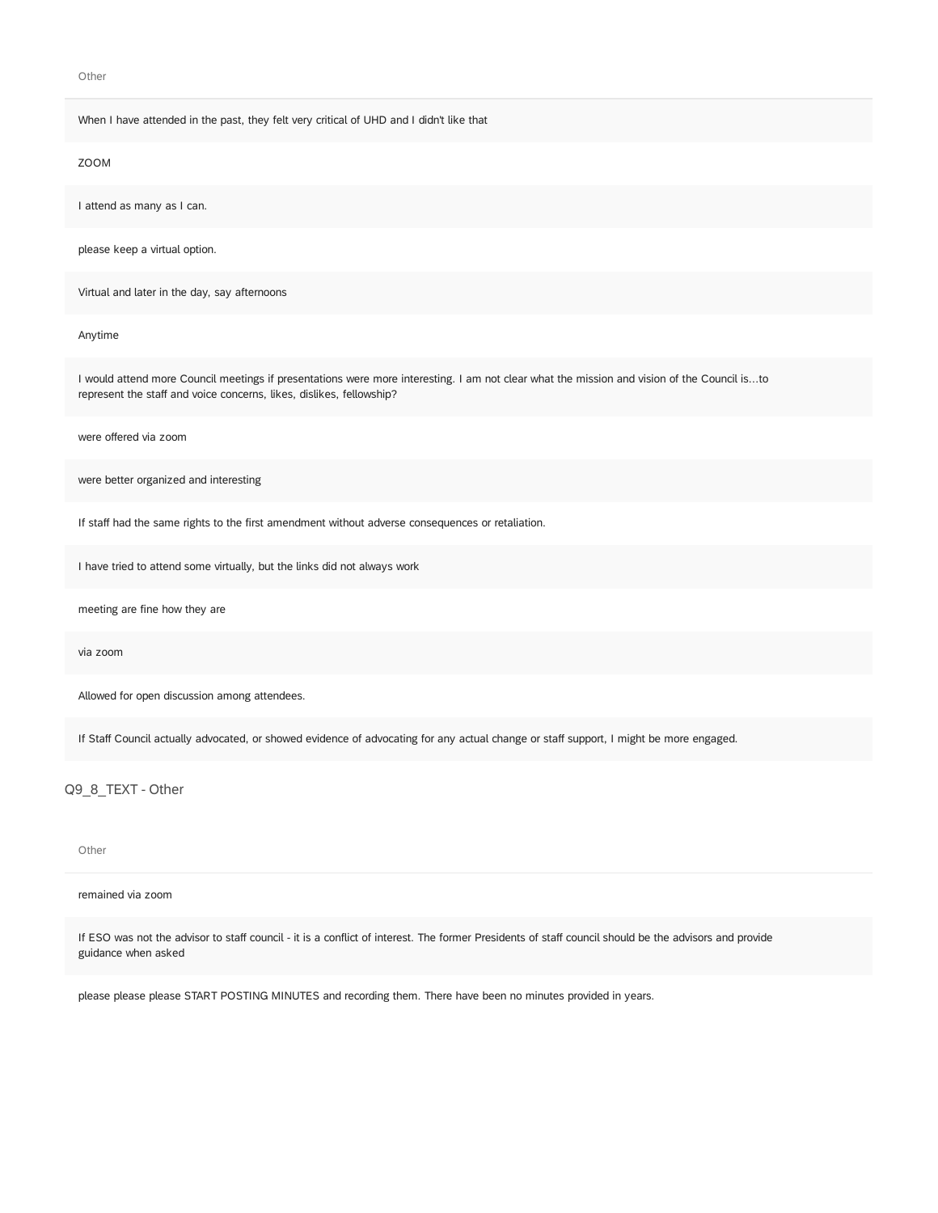Other

When I have attended in the past, they felt very critical of UHD and I didn't like that

ZOOM

I attend as many as I can.

please keep a virtual option.

Virtual and later in the day, say afternoons

Anytime

I would attend more Council meetings if presentations were more interesting. I am not clear what the mission and vision of the Council is...to represent the staff and voice concerns, likes, dislikes, fellowship?

were offered via zoom

were better organized and interesting

If staff had the same rights to the first amendment without adverse consequences or retaliation.

I have tried to attend some virtually, but the links did not always work

meeting are fine how they are

via zoom

Allowed for open discussion among attendees.

If Staff Council actually advocated, or showed evidence of advocating for any actual change or staff support, I might be more engaged.

## Q9_8_TEXT - Other

Other

remained via zoom

If ESO was not the advisor to staff council - it is a conflict of interest. The former Presidents of staff council should be the advisors and provide guidance when asked

please please please START POSTING MINUTES and recording them. There have been no minutes provided in years.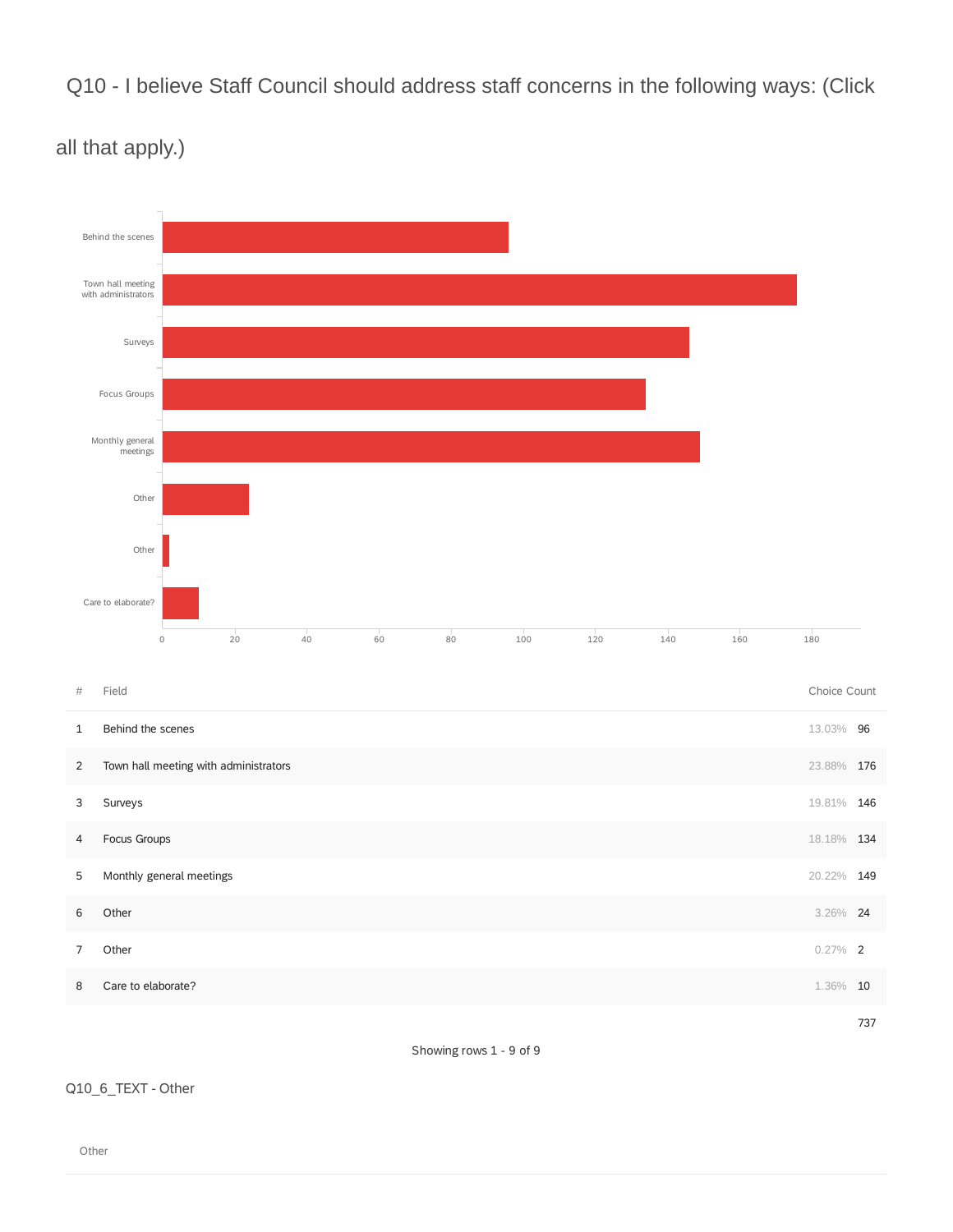## Q10 - I believe Staff Council should address staff concerns in the following ways: (Click all that apply.)

| # | Field | Choice Count | |
|---|---|---|---|
| 1 | Behind the scenes | 13.03% | 96 |
| 2 | Town hall meeting with administrators | 23.88% | 176 |
| 3 | Surveys | 19.81% | 146 |
| 4 | Focus Groups | 18.18% | 134 |
| 5 | Monthly general meetings | 20.22% | 149 |
| 6 | Other | 3.26% | 24 |
| 7 | Other | 0.27% | 2 |
| 8 | Care to elaborate? | 1.36% | 10 |
| | | | 737 |

Showing rows 1 - 9 of 9

Q10_6_TEXT - Other

Other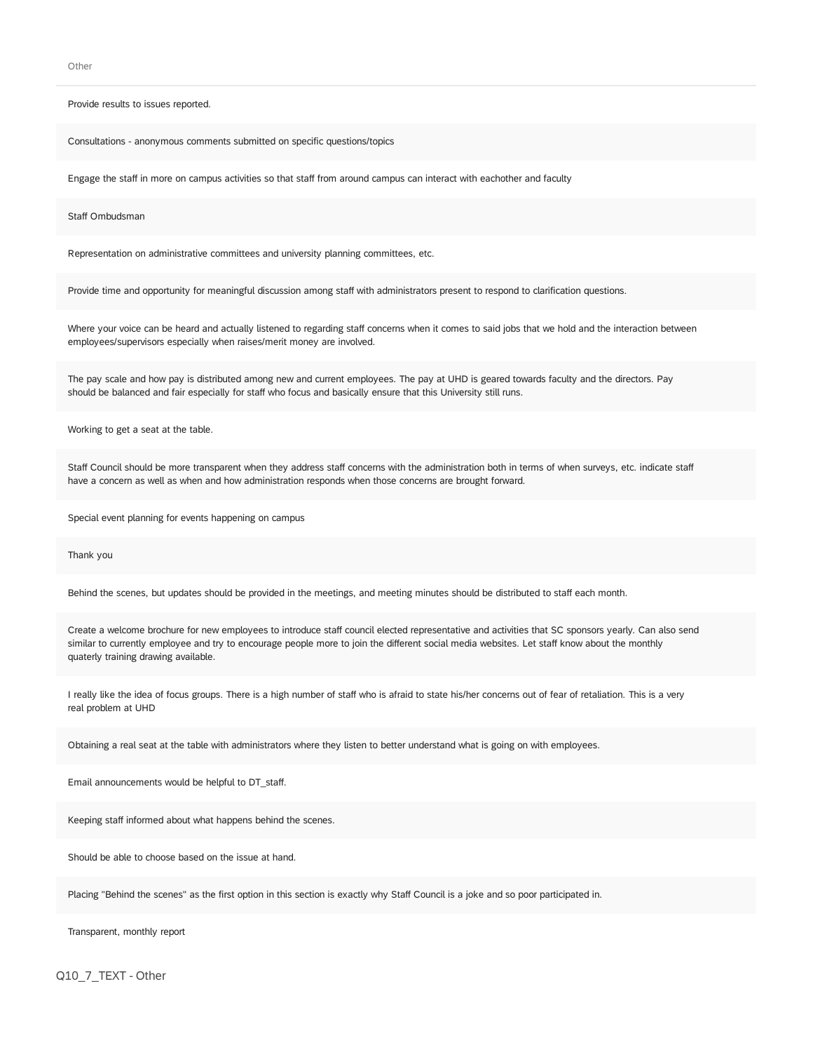Other

Provide results to issues reported.

Consultations - anonymous comments submitted on specific questions/topics

Engage the staff in more on campus activities so that staff from around campus can interact with eachother and faculty

Staff Ombudsman

Representation on administrative committees and university planning committees, etc.

Provide time and opportunity for meaningful discussion among staff with administrators present to respond to clarification questions.

Where your voice can be heard and actually listened to regarding staff concerns when it comes to said jobs that we hold and the interaction between employees/supervisors especially when raises/merit money are involved.

The pay scale and how pay is distributed among new and current employees. The pay at UHD is geared towards faculty and the directors. Pay should be balanced and fair especially for staff who focus and basically ensure that this University still runs.

Working to get a seat at the table.

Staff Council should be more transparent when they address staff concerns with the administration both in terms of when surveys, etc. indicate staff have a concern as well as when and how administration responds when those concerns are brought forward.

Special event planning for events happening on campus

Thank you

Behind the scenes, but updates should be provided in the meetings, and meeting minutes should be distributed to staff each month.

Create a welcome brochure for new employees to introduce staff council elected representative and activities that SC sponsors yearly. Can also send similar to currently employee and try to encourage people more to join the different social media websites. Let staff know about the monthly quaterly training drawing available.

I really like the idea of focus groups. There is a high number of staff who is afraid to state his/her concerns out of fear of retaliation. This is a very real problem at UHD

Obtaining a real seat at the table with administrators where they listen to better understand what is going on with employees.

Email announcements would be helpful to DT_staff.

Keeping staff informed about what happens behind the scenes.

Should be able to choose based on the issue at hand.

Placing "Behind the scenes" as the first option in this section is exactly why Staff Council is a joke and so poor participated in.

Transparent, monthly report

Q10_7_TEXT - Other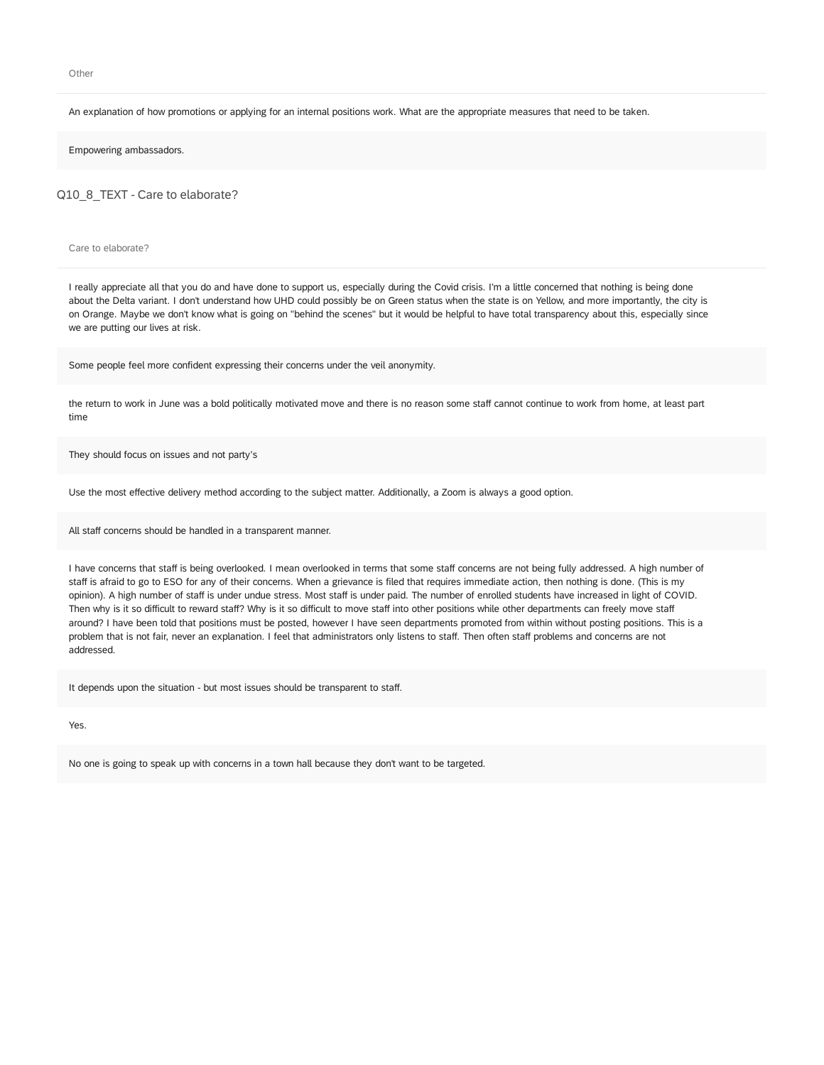Other

An explanation of how promotions or applying for an internal positions work. What are the appropriate measures that need to be taken.

Empowering ambassadors.

## Q10_8_TEXT - Care to elaborate?

Care to elaborate?

I really appreciate all that you do and have done to support us, especially during the Covid crisis. I'm a little concerned that nothing is being done about the Delta variant. I don't understand how UHD could possibly be on Green status when the state is on Yellow, and more importantly, the city is on Orange. Maybe we don't know what is going on "behind the scenes" but it would be helpful to have total transparency about this, especially since we are putting our lives at risk.

Some people feel more confident expressing their concerns under the veil anonymity.

the return to work in June was a bold politically motivated move and there is no reason some staff cannot continue to work from home, at least part time

They should focus on issues and not party's

Use the most effective delivery method according to the subject matter. Additionally, a Zoom is always a good option.

All staff concerns should be handled in a transparent manner.

I have concerns that staff is being overlooked. I mean overlooked in terms that some staff concerns are not being fully addressed. A high number of staff is afraid to go to ESO for any of their concerns. When a grievance is filed that requires immediate action, then nothing is done. (This is my opinion). A high number of staff is under undue stress. Most staff is under paid. The number of enrolled students have increased in light of COVID. Then why is it so difficult to reward staff? Why is it so difficult to move staff into other positions while other departments can freely move staff around? I have been told that positions must be posted, however I have seen departments promoted from within without posting positions. This is a problem that is not fair, never an explanation. I feel that administrators only listens to staff. Then often staff problems and concerns are not addressed.

It depends upon the situation - but most issues should be transparent to staff.

Yes.

No one is going to speak up with concerns in a town hall because they don't want to be targeted.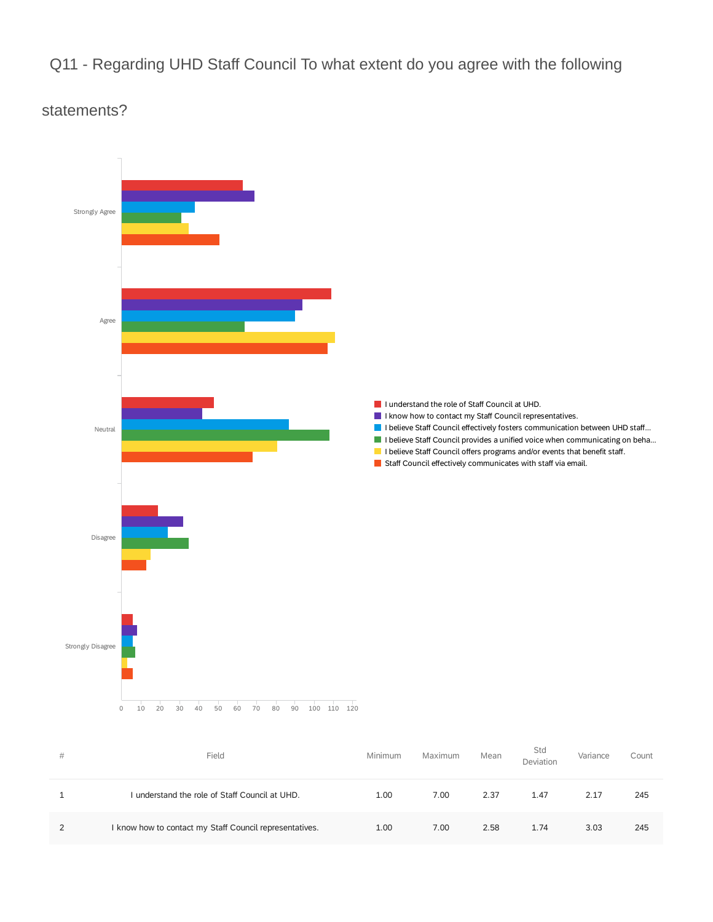## Q11 - Regarding UHD Staff Council To what extent do you agree with the following statements?

Strongly Agree

Agree

Neutral

Disagree

Strongly Disagree

0 10 20 30 40 50 60 70 80 90 100 110 120

- I understand the role of Staff Council at UHD.
- I know how to contact my Staff Council representatives.
- I believe Staff Council effectively fosters communication between UHD staff...
- I believe Staff Council provides a unified voice when communicating on beha...
- I believe Staff Council offers programs and/or events that benefit staff.
- Staff Council effectively communicates with staff via email.

| # | Field | Minimum | Maximum | Mean | Std Deviation | Variance | Count |
|---|---|---|---|---|---|---|---|
| 1 | I understand the role of Staff Council at UHD. | 1.00 | 7.00 | 2.37 | 1.47 | 2.17 | 245 |
| 2 | I know how to contact my Staff Council representatives. | 1.00 | 7.00 | 2.58 | 1.74 | 3.03 | 245 |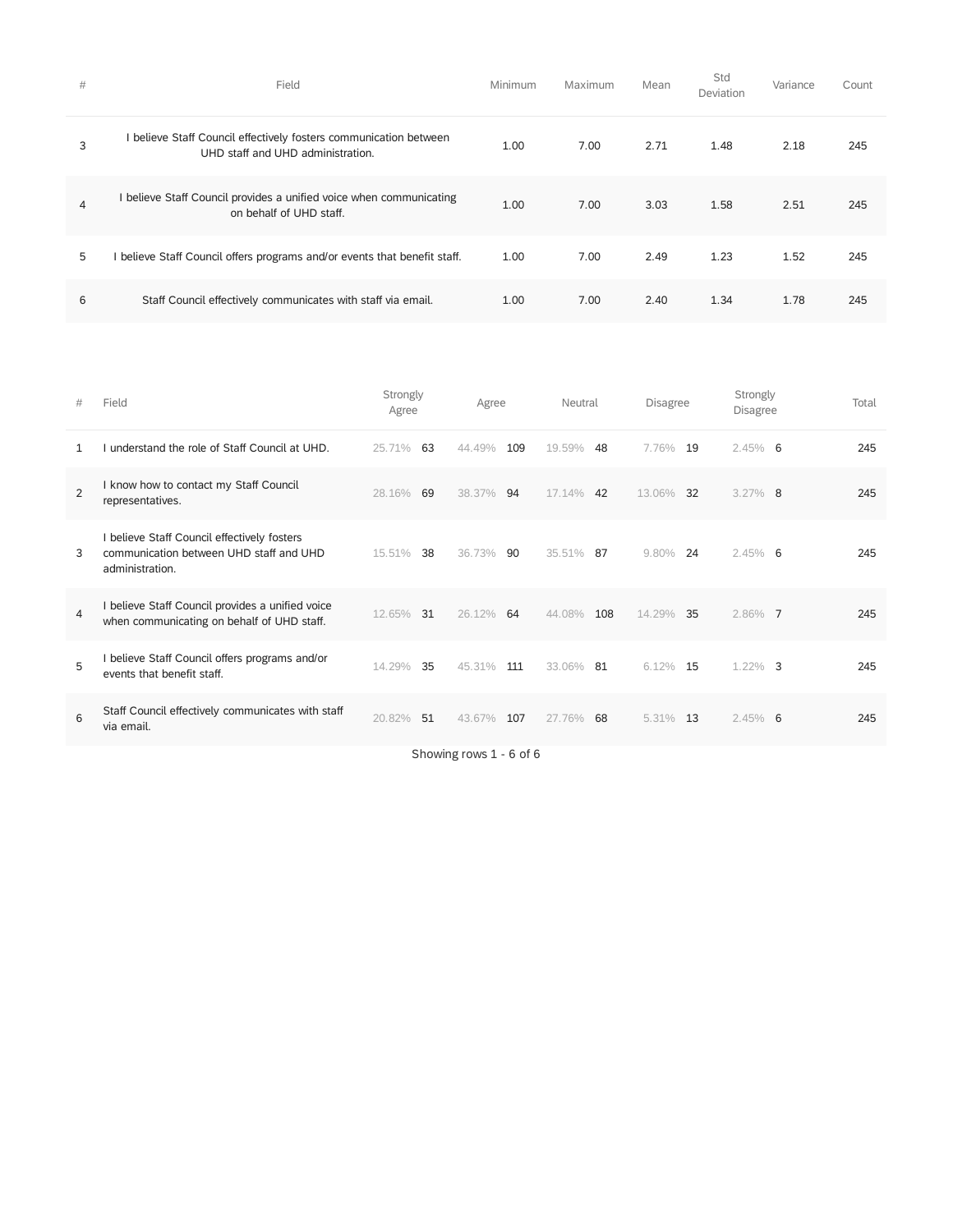| # | Field | Minimum | Maximum | Mean | Std Deviation | Variance | Count |
|---|---|---|---|---|---|---|---|
| 3 | I believe Staff Council effectively fosters communication between UHD staff and UHD administration. | 1.00 | 7.00 | 2.71 | 1.48 | 2.18 | 245 |
| 4 | I believe Staff Council provides a unified voice when communicating on behalf of UHD staff. | 1.00 | 7.00 | 3.03 | 1.58 | 2.51 | 245 |
| 5 | I believe Staff Council offers programs and/or events that benefit staff. | 1.00 | 7.00 | 2.49 | 1.23 | 1.52 | 245 |
| 6 | Staff Council effectively communicates with staff via email. | 1.00 | 7.00 | 2.40 | 1.34 | 1.78 | 245 |

| # | Field | Strongly Agree | | Agree | | Neutral | | Disagree | | Strongly Disagree | | Total |
|---|---|---|---|---|---|---|---|---|---|---|---|---|
| 1 | I understand the role of Staff Council at UHD. | 25.71% | 63 | 44.49% | 109 | 19.59% | 48 | 7.76% | 19 | 2.45% | 6 | 245 |
| 2 | I know how to contact my Staff Council representatives. | 28.16% | 69 | 38.37% | 94 | 17.14% | 42 | 13.06% | 32 | 3.27% | 8 | 245 |
| 3 | I believe Staff Council effectively fosters communication between UHD staff and UHD administration. | 15.51% | 38 | 36.73% | 90 | 35.51% | 87 | 9.80% | 24 | 2.45% | 6 | 245 |
| 4 | I believe Staff Council provides a unified voice when communicating on behalf of UHD staff. | 12.65% | 31 | 26.12% | 64 | 44.08% | 108 | 14.29% | 35 | 2.86% | 7 | 245 |
| 5 | I believe Staff Council offers programs and/or events that benefit staff. | 14.29% | 35 | 45.31% | 111 | 33.06% | 81 | 6.12% | 15 | 1.22% | 3 | 245 |
| 6 | Staff Council effectively communicates with staff via email. | 20.82% | 51 | 43.67% | 107 | 27.76% | 68 | 5.31% | 13 | 2.45% | 6 | 245 |

Showing rows 1 - 6 of 6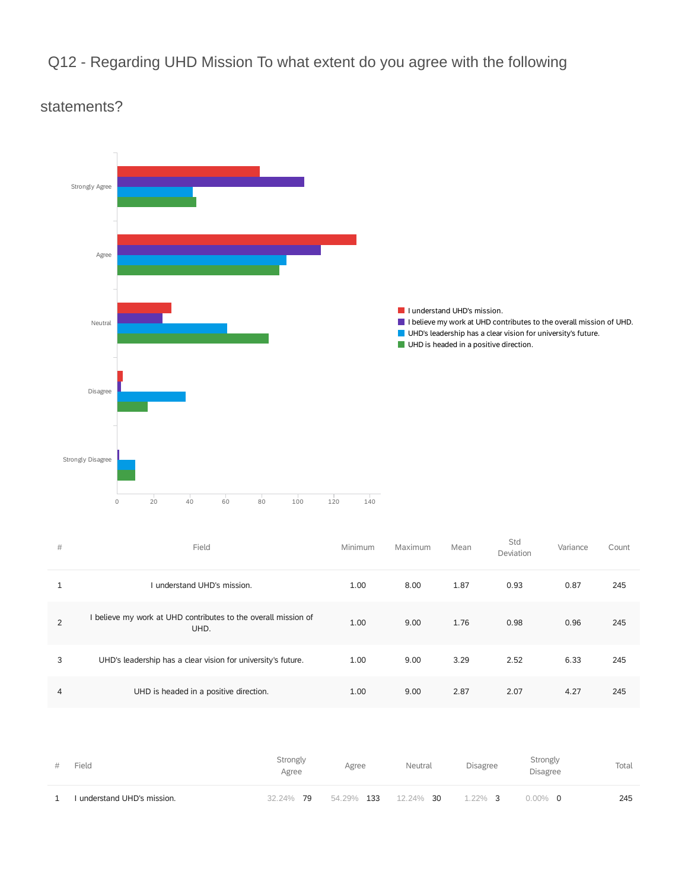# Q12 - Regarding UHD Mission To what extent do you agree with the following statements?

| # | Field | Minimum | Maximum | Mean | Std Deviation | Variance | Count |
|---|---|---|---|---|---|---|---|
| 1 | I understand UHD's mission. | 1.00 | 8.00 | 1.87 | 0.93 | 0.87 | 245 |
| 2 | I believe my work at UHD contributes to the overall mission of UHD. | 1.00 | 9.00 | 1.76 | 0.98 | 0.96 | 245 |
| 3 | UHD's leadership has a clear vision for university's future. | 1.00 | 9.00 | 3.29 | 2.52 | 6.33 | 245 |
| 4 | UHD is headed in a positive direction. | 1.00 | 9.00 | 2.87 | 2.07 | 4.27 | 245 |

| # | Field | Strongly Agree | Agree | Neutral | Disagree | Strongly Disagree | Total |
|---|---|---|---|---|---|---|---|
| 1 | I understand UHD's mission. | 32.24% 79 | 54.29% 133 | 12.24% 30 | 1.22% 3 | 0.00% 0 | 245 |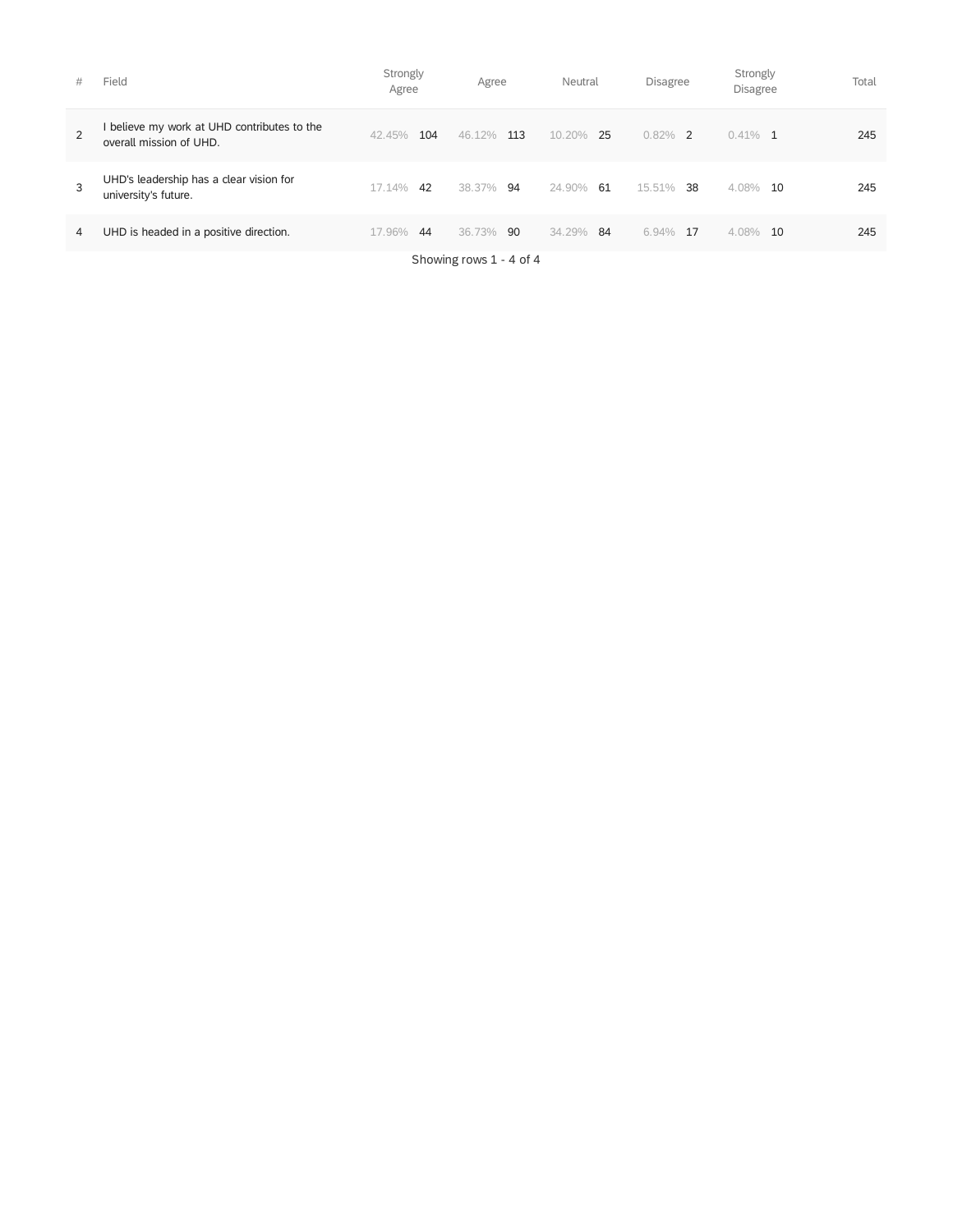| # | Field | Strongly Agree | Agree | Neutral | Disagree | Strongly Disagree | Total |
|---|---|---|---|---|---|---|---|
| 2 | I believe my work at UHD contributes to the overall mission of UHD. | 42.45% 104 | 46.12% 113 | 10.20% 25 | 0.82% 2 | 0.41% 1 | 245 |
| 3 | UHD's leadership has a clear vision for university's future. | 17.14% 42 | 38.37% 94 | 24.90% 61 | 15.51% 38 | 4.08% 10 | 245 |
| 4 | UHD is headed in a positive direction. | 17.96% 44 | 36.73% 90 | 34.29% 84 | 6.94% 17 | 4.08% 10 | 245 |

Showing rows 1 - 4 of 4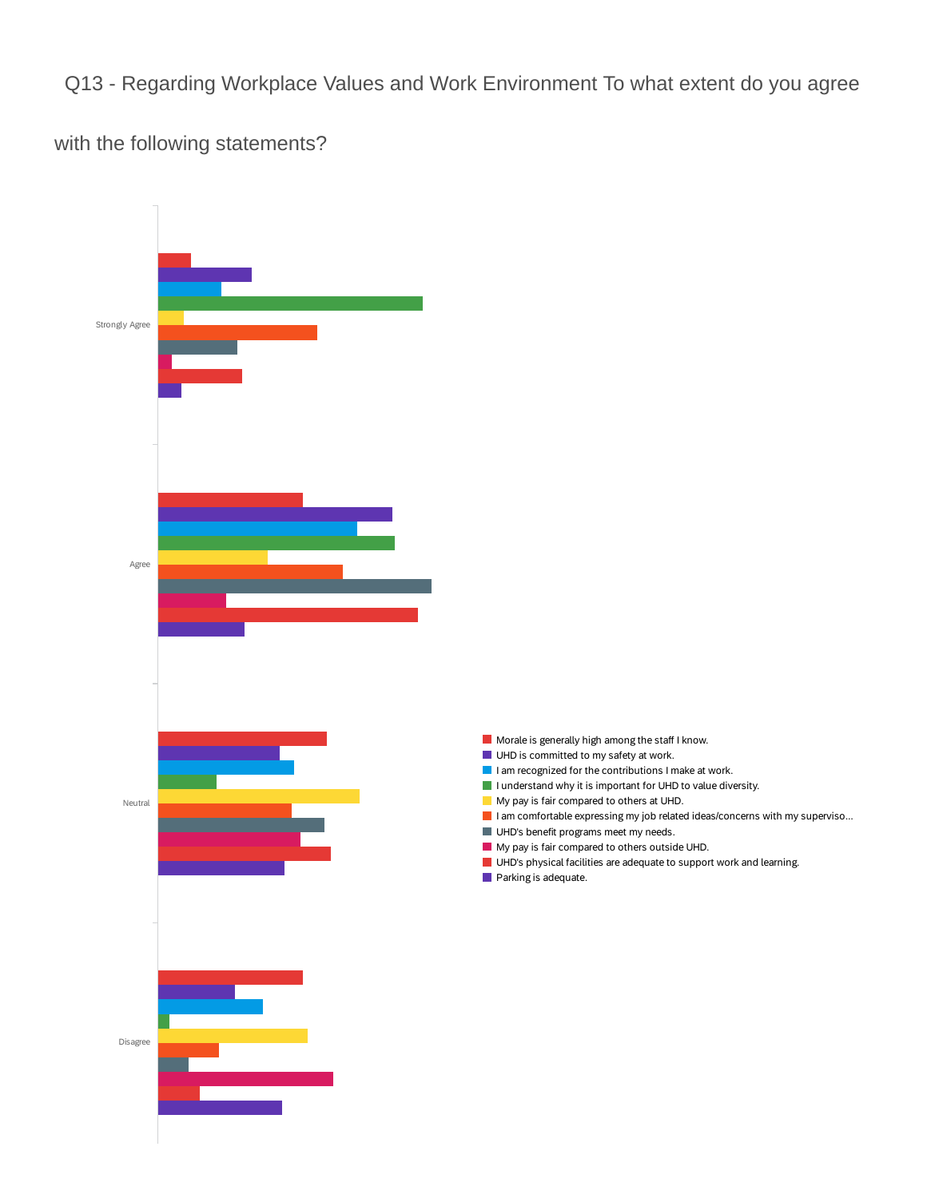Q13 - Regarding Workplace Values and Work Environment To what extent do you agree with the following statements?

Strongly Agree

Agree

Neutral

Disagree

- Morale is generally high among the staff I know.
- UHD is committed to my safety at work.
- I am recognized for the contributions I make at work.
- I understand why it is important for UHD to value diversity.
- My pay is fair compared to others at UHD.
- I am comfortable expressing my job related ideas/concerns with my superviso...
- UHD's benefit programs meet my needs.
- My pay is fair compared to others outside UHD.
- UHD's physical facilities are adequate to support work and learning.
- Parking is adequate.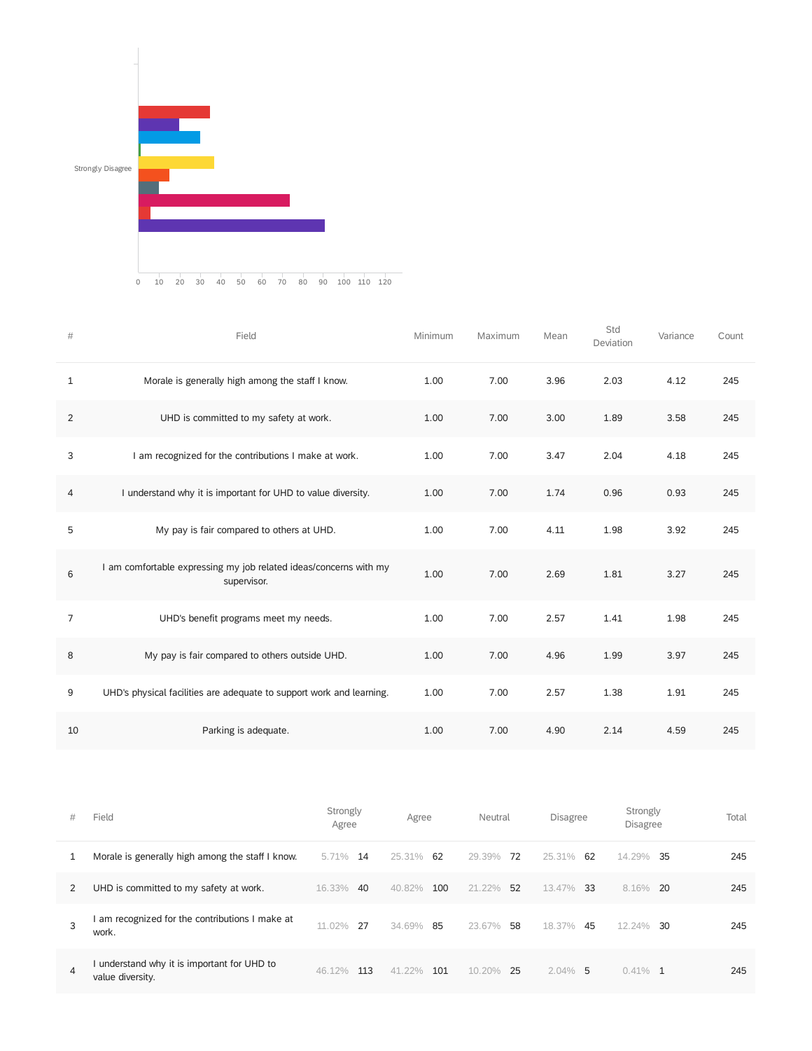Strongly Disagree

0 10 20 30 40 50 60 70 80 90 100 110 120

| # | Field | Minimum | Maximum | Mean | Std Deviation | Variance | Count |
|---|---|---|---|---|---|---|---|
| 1 | Morale is generally high among the staff I know. | 1.00 | 7.00 | 3.96 | 2.03 | 4.12 | 245 |
| 2 | UHD is committed to my safety at work. | 1.00 | 7.00 | 3.00 | 1.89 | 3.58 | 245 |
| 3 | I am recognized for the contributions I make at work. | 1.00 | 7.00 | 3.47 | 2.04 | 4.18 | 245 |
| 4 | I understand why it is important for UHD to value diversity. | 1.00 | 7.00 | 1.74 | 0.96 | 0.93 | 245 |
| 5 | My pay is fair compared to others at UHD. | 1.00 | 7.00 | 4.11 | 1.98 | 3.92 | 245 |
| 6 | I am comfortable expressing my job related ideas/concerns with my supervisor. | 1.00 | 7.00 | 2.69 | 1.81 | 3.27 | 245 |
| 7 | UHD's benefit programs meet my needs. | 1.00 | 7.00 | 2.57 | 1.41 | 1.98 | 245 |
| 8 | My pay is fair compared to others outside UHD. | 1.00 | 7.00 | 4.96 | 1.99 | 3.97 | 245 |
| 9 | UHD's physical facilities are adequate to support work and learning. | 1.00 | 7.00 | 2.57 | 1.38 | 1.91 | 245 |
| 10 | Parking is adequate. | 1.00 | 7.00 | 4.90 | 2.14 | 4.59 | 245 |

| # | Field | Strongly Agree | | Agree | | Neutral | | Disagree | | Strongly Disagree | | Total |
|---|---|---|---|---|---|---|---|---|---|---|---|---|
| 1 | Morale is generally high among the staff I know. | 5.71% | 14 | 25.31% | 62 | 29.39% | 72 | 25.31% | 62 | 14.29% | 35 | 245 |
| 2 | UHD is committed to my safety at work. | 16.33% | 40 | 40.82% | 100 | 21.22% | 52 | 13.47% | 33 | 8.16% | 20 | 245 |
| 3 | I am recognized for the contributions I make at work. | 11.02% | 27 | 34.69% | 85 | 23.67% | 58 | 18.37% | 45 | 12.24% | 30 | 245 |
| 4 | I understand why it is important for UHD to value diversity. | 46.12% | 113 | 41.22% | 101 | 10.20% | 25 | 2.04% | 5 | 0.41% | 1 | 245 |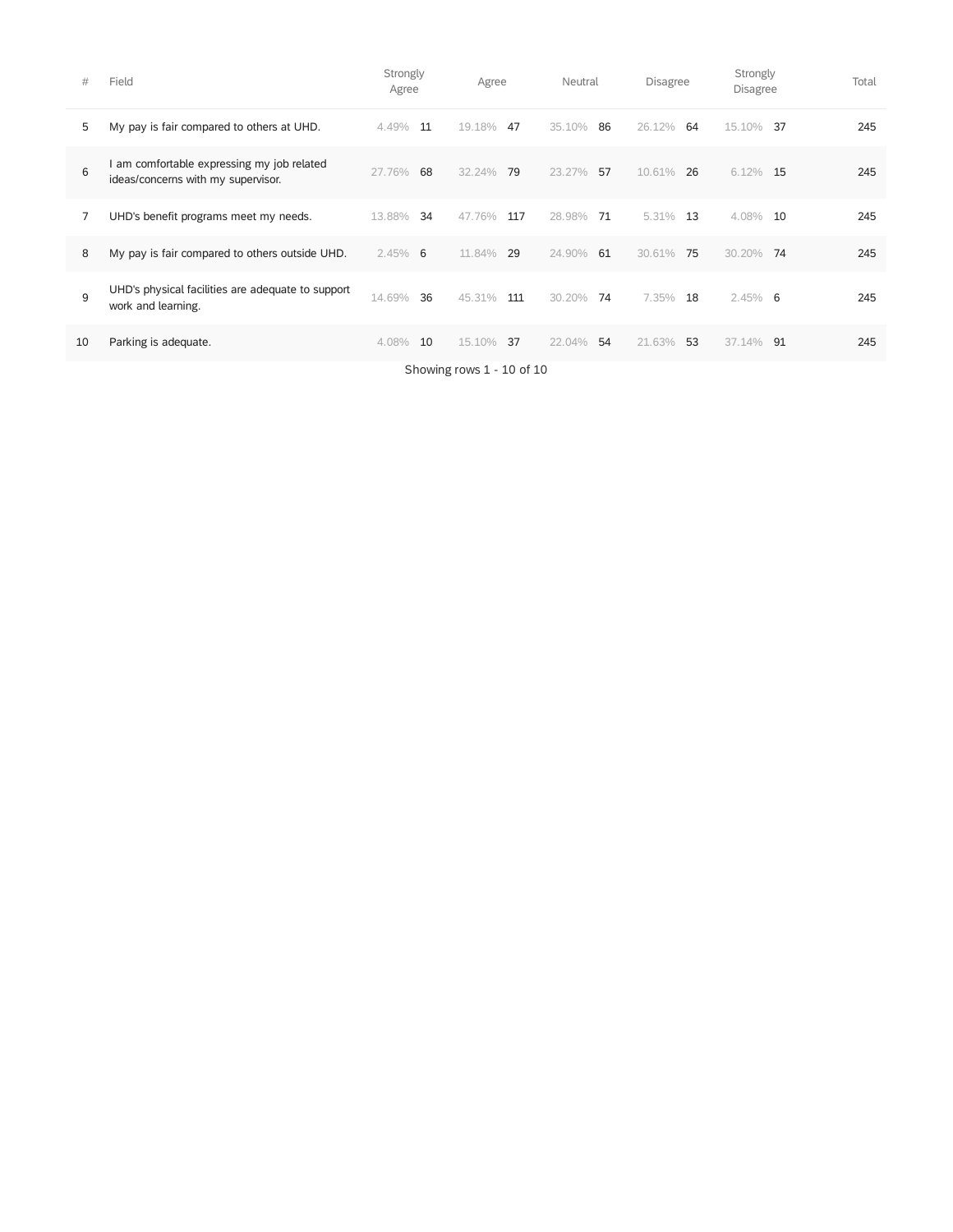| # | Field | Strongly Agree | | Agree | | Neutral | | Disagree | | Strongly Disagree | | Total |
|---|---|---|---|---|---|---|---|---|---|---|---|---|
| 5 | My pay is fair compared to others at UHD. | 4.49% | 11 | 19.18% | 47 | 35.10% | 86 | 26.12% | 64 | 15.10% | 37 | 245 |
| 6 | I am comfortable expressing my job related ideas/concerns with my supervisor. | 27.76% | 68 | 32.24% | 79 | 23.27% | 57 | 10.61% | 26 | 6.12% | 15 | 245 |
| 7 | UHD's benefit programs meet my needs. | 13.88% | 34 | 47.76% | 117 | 28.98% | 71 | 5.31% | 13 | 4.08% | 10 | 245 |
| 8 | My pay is fair compared to others outside UHD. | 2.45% | 6 | 11.84% | 29 | 24.90% | 61 | 30.61% | 75 | 30.20% | 74 | 245 |
| 9 | UHD's physical facilities are adequate to support work and learning. | 14.69% | 36 | 45.31% | 111 | 30.20% | 74 | 7.35% | 18 | 2.45% | 6 | 245 |
| 10 | Parking is adequate. | 4.08% | 10 | 15.10% | 37 | 22.04% | 54 | 21.63% | 53 | 37.14% | 91 | 245 |

Showing rows 1 - 10 of 10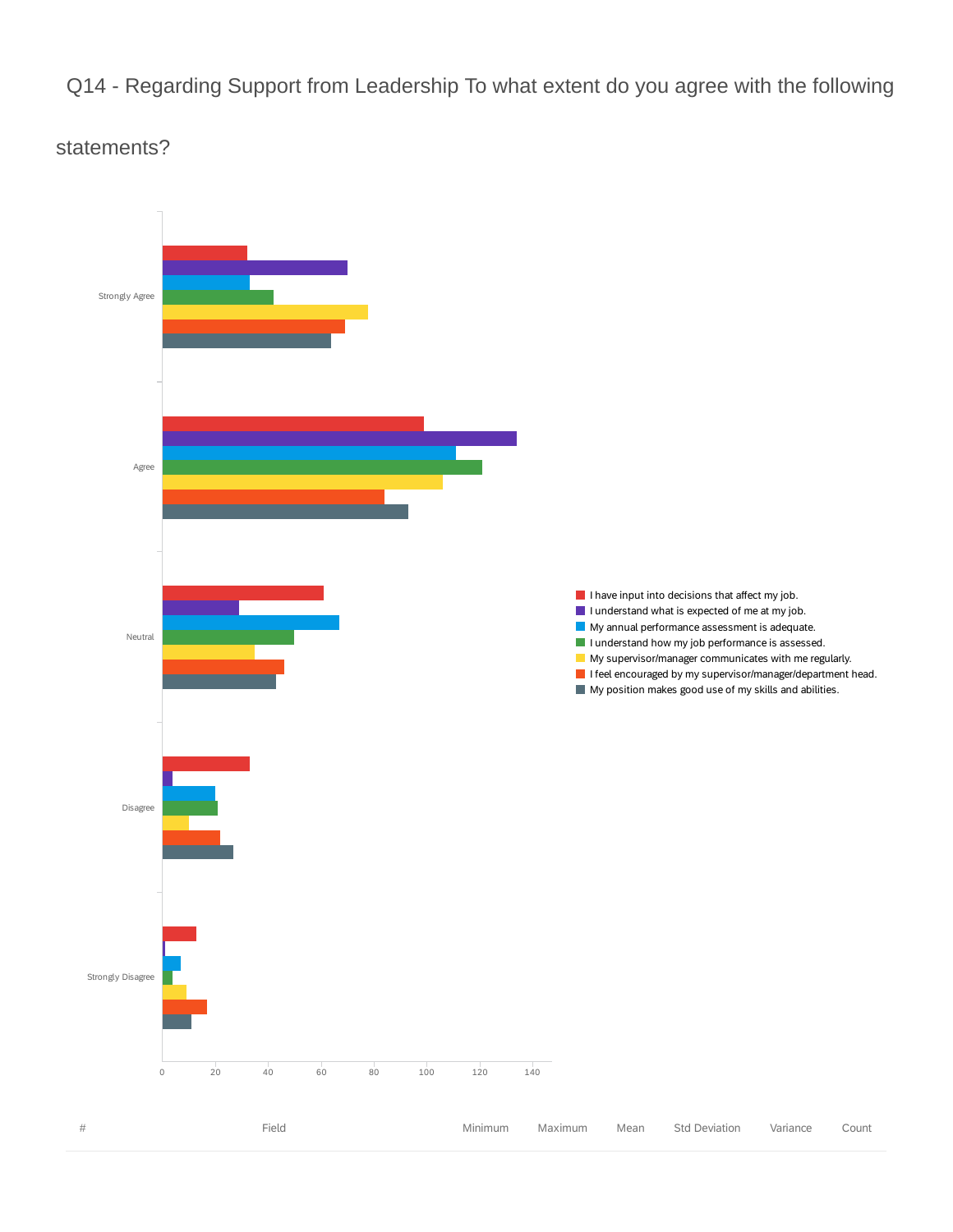Q14 - Regarding Support from Leadership To what extent do you agree with the following statements?

Strongly Agree

Agree

Neutral

Disagree

Strongly Disagree

0 20 40 60 80 100 120 140

- I have input into decisions that affect my job.
- I understand what is expected of me at my job.
- My annual performance assessment is adequate.
- I understand how my job performance is assessed.
- My supervisor/manager communicates with me regularly.
- I feel encouraged by my supervisor/manager/department head.
- My position makes good use of my skills and abilities.

| # | Field | Minimum | Maximum | Mean | Std Deviation | Variance | Count |
|---|---|---|---|---|---|---|---|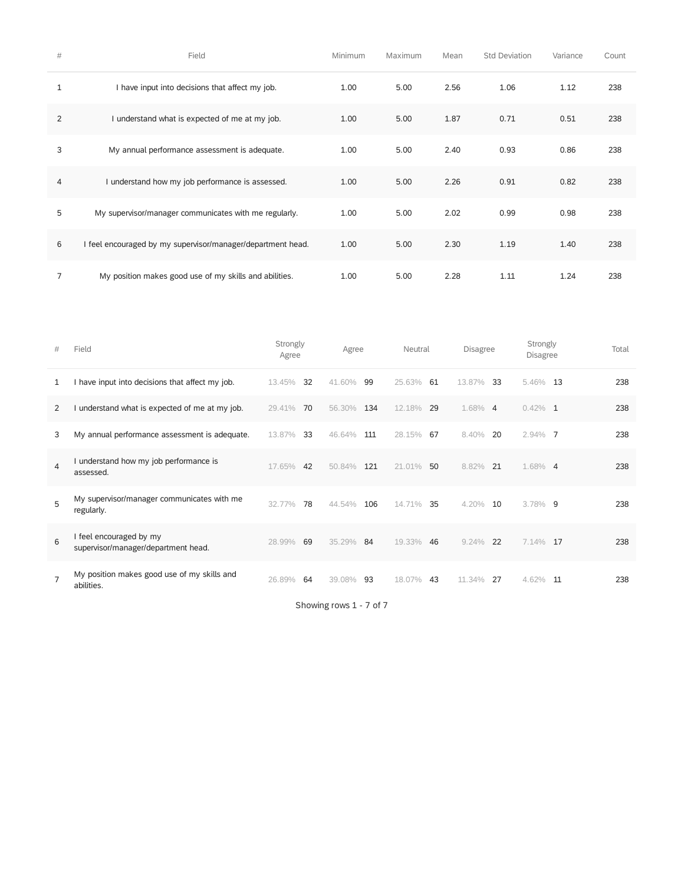| # | Field | Minimum | Maximum | Mean | Std Deviation | Variance | Count |
|---|---|---|---|---|---|---|---|
| 1 | I have input into decisions that affect my job. | 1.00 | 5.00 | 2.56 | 1.06 | 1.12 | 238 |
| 2 | I understand what is expected of me at my job. | 1.00 | 5.00 | 1.87 | 0.71 | 0.51 | 238 |
| 3 | My annual performance assessment is adequate. | 1.00 | 5.00 | 2.40 | 0.93 | 0.86 | 238 |
| 4 | I understand how my job performance is assessed. | 1.00 | 5.00 | 2.26 | 0.91 | 0.82 | 238 |
| 5 | My supervisor/manager communicates with me regularly. | 1.00 | 5.00 | 2.02 | 0.99 | 0.98 | 238 |
| 6 | I feel encouraged by my supervisor/manager/department head. | 1.00 | 5.00 | 2.30 | 1.19 | 1.40 | 238 |
| 7 | My position makes good use of my skills and abilities. | 1.00 | 5.00 | 2.28 | 1.11 | 1.24 | 238 |

| # | Field | Strongly Agree | | Agree | | Neutral | | Disagree | | Strongly Disagree | | Total |
|---|---|---|---|---|---|---|---|---|---|---|---|---|
| 1 | I have input into decisions that affect my job. | 13.45% | 32 | 41.60% | 99 | 25.63% | 61 | 13.87% | 33 | 5.46% | 13 | 238 |
| 2 | I understand what is expected of me at my job. | 29.41% | 70 | 56.30% | 134 | 12.18% | 29 | 1.68% | 4 | 0.42% | 1 | 238 |
| 3 | My annual performance assessment is adequate. | 13.87% | 33 | 46.64% | 111 | 28.15% | 67 | 8.40% | 20 | 2.94% | 7 | 238 |
| 4 | I understand how my job performance is assessed. | 17.65% | 42 | 50.84% | 121 | 21.01% | 50 | 8.82% | 21 | 1.68% | 4 | 238 |
| 5 | My supervisor/manager communicates with me regularly. | 32.77% | 78 | 44.54% | 106 | 14.71% | 35 | 4.20% | 10 | 3.78% | 9 | 238 |
| 6 | I feel encouraged by my supervisor/manager/department head. | 28.99% | 69 | 35.29% | 84 | 19.33% | 46 | 9.24% | 22 | 7.14% | 17 | 238 |
| 7 | My position makes good use of my skills and abilities. | 26.89% | 64 | 39.08% | 93 | 18.07% | 43 | 11.34% | 27 | 4.62% | 11 | 238 |

Showing rows 1 - 7 of 7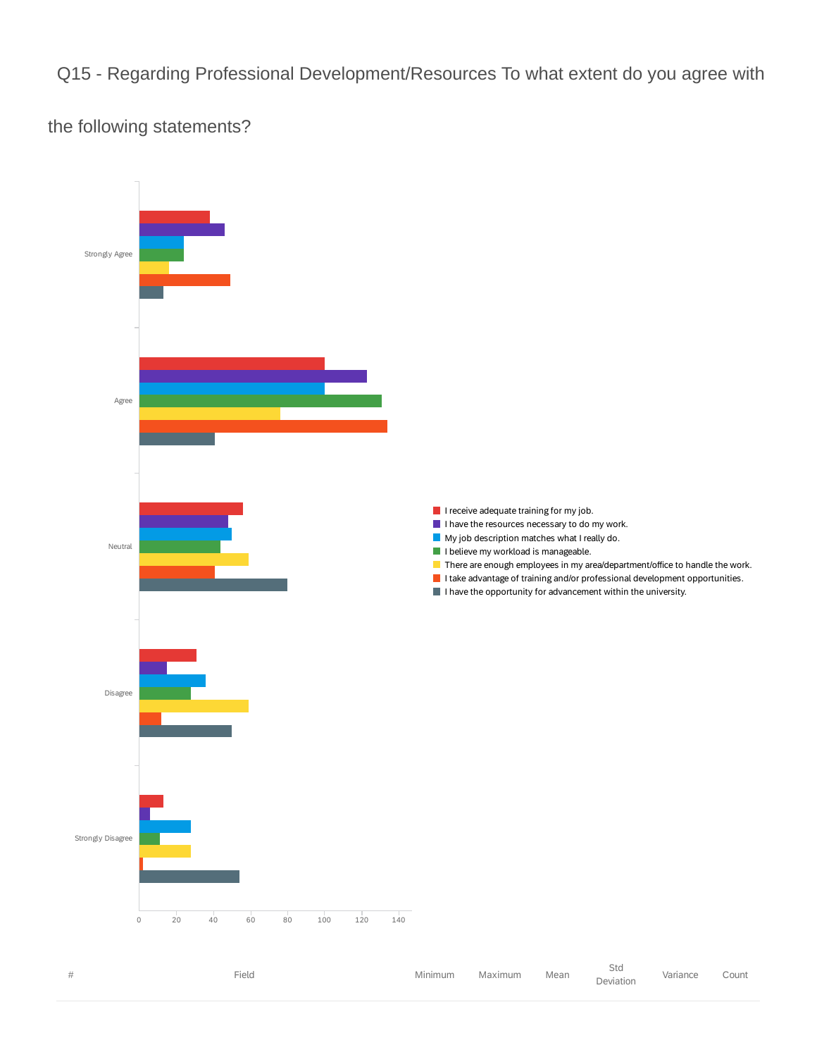## Q15 - Regarding Professional Development/Resources To what extent do you agree with the following statements?

Strongly Agree

Agree

Neutral

Disagree

Strongly Disagree

0 20 40 60 80 100 120 140

- I receive adequate training for my job.
- I have the resources necessary to do my work.
- My job description matches what I really do.
- I believe my workload is manageable.
- There are enough employees in my area/department/office to handle the work.
- I take advantage of training and/or professional development opportunities.
- I have the opportunity for advancement within the university.

| # | Field | Minimum | Maximum | Mean | Std Deviation | Variance | Count |
|---|---|---|---|---|---|---|---|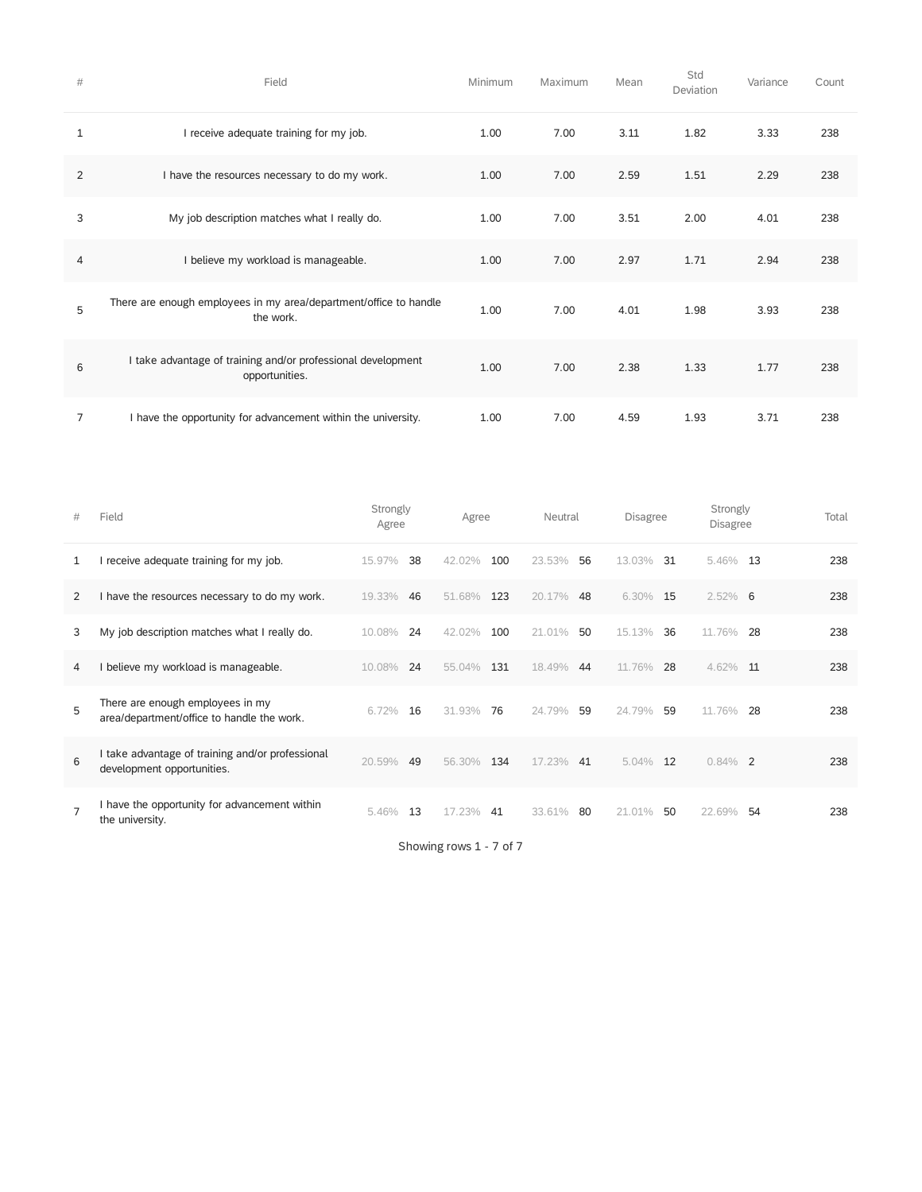| # | Field | Minimum | Maximum | Mean | Std Deviation | Variance | Count |
|---|---|---|---|---|---|---|---|
| 1 | I receive adequate training for my job. | 1.00 | 7.00 | 3.11 | 1.82 | 3.33 | 238 |
| 2 | I have the resources necessary to do my work. | 1.00 | 7.00 | 2.59 | 1.51 | 2.29 | 238 |
| 3 | My job description matches what I really do. | 1.00 | 7.00 | 3.51 | 2.00 | 4.01 | 238 |
| 4 | I believe my workload is manageable. | 1.00 | 7.00 | 2.97 | 1.71 | 2.94 | 238 |
| 5 | There are enough employees in my area/department/office to handle the work. | 1.00 | 7.00 | 4.01 | 1.98 | 3.93 | 238 |
| 6 | I take advantage of training and/or professional development opportunities. | 1.00 | 7.00 | 2.38 | 1.33 | 1.77 | 238 |
| 7 | I have the opportunity for advancement within the university. | 1.00 | 7.00 | 4.59 | 1.93 | 3.71 | 238 |

| # | Field | Strongly Agree | | Agree | | Neutral | | Disagree | | Strongly Disagree | | Total |
|---|---|---|---|---|---|---|---|---|---|---|---|---|
| 1 | I receive adequate training for my job. | 15.97% | 38 | 42.02% | 100 | 23.53% | 56 | 13.03% | 31 | 5.46% | 13 | 238 |
| 2 | I have the resources necessary to do my work. | 19.33% | 46 | 51.68% | 123 | 20.17% | 48 | 6.30% | 15 | 2.52% | 6 | 238 |
| 3 | My job description matches what I really do. | 10.08% | 24 | 42.02% | 100 | 21.01% | 50 | 15.13% | 36 | 11.76% | 28 | 238 |
| 4 | I believe my workload is manageable. | 10.08% | 24 | 55.04% | 131 | 18.49% | 44 | 11.76% | 28 | 4.62% | 11 | 238 |
| 5 | There are enough employees in my area/department/office to handle the work. | 6.72% | 16 | 31.93% | 76 | 24.79% | 59 | 24.79% | 59 | 11.76% | 28 | 238 |
| 6 | I take advantage of training and/or professional development opportunities. | 20.59% | 49 | 56.30% | 134 | 17.23% | 41 | 5.04% | 12 | 0.84% | 2 | 238 |
| 7 | I have the opportunity for advancement within the university. | 5.46% | 13 | 17.23% | 41 | 33.61% | 80 | 21.01% | 50 | 22.69% | 54 | 238 |

Showing rows 1 - 7 of 7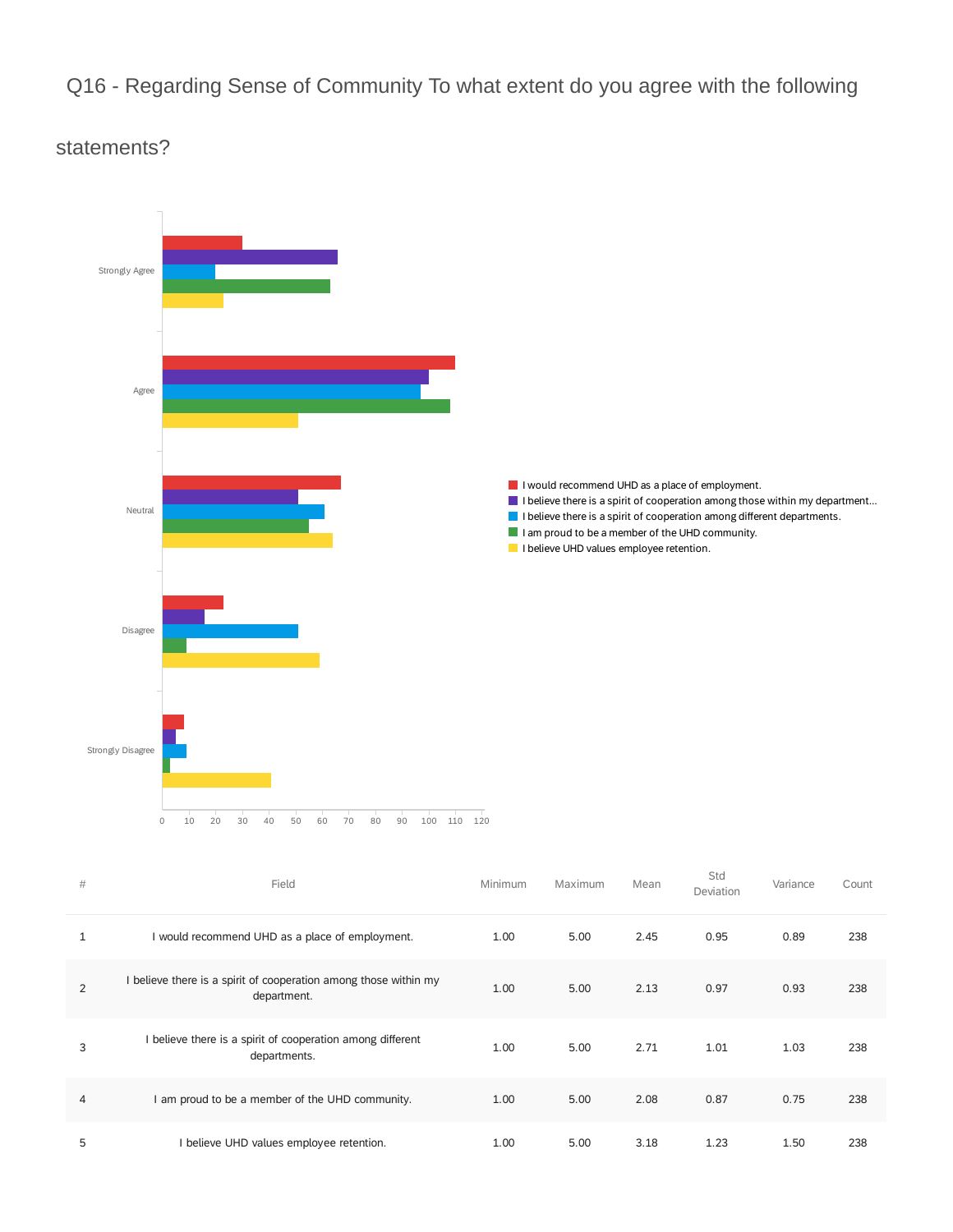## Q16 - Regarding Sense of Community To what extent do you agree with the following statements?

- I would recommend UHD as a place of employment.
- I believe there is a spirit of cooperation among those within my department...
- I believe there is a spirit of cooperation among different departments.
- I am proud to be a member of the UHD community.
- I believe UHD values employee retention.

| # | Field | Minimum | Maximum | Mean | Std Deviation | Variance | Count |
|---|---|---|---|---|---|---|---|
| 1 | I would recommend UHD as a place of employment. | 1.00 | 5.00 | 2.45 | 0.95 | 0.89 | 238 |
| 2 | I believe there is a spirit of cooperation among those within my department. | 1.00 | 5.00 | 2.13 | 0.97 | 0.93 | 238 |
| 3 | I believe there is a spirit of cooperation among different departments. | 1.00 | 5.00 | 2.71 | 1.01 | 1.03 | 238 |
| 4 | I am proud to be a member of the UHD community. | 1.00 | 5.00 | 2.08 | 0.87 | 0.75 | 238 |
| 5 | I believe UHD values employee retention. | 1.00 | 5.00 | 3.18 | 1.23 | 1.50 | 238 |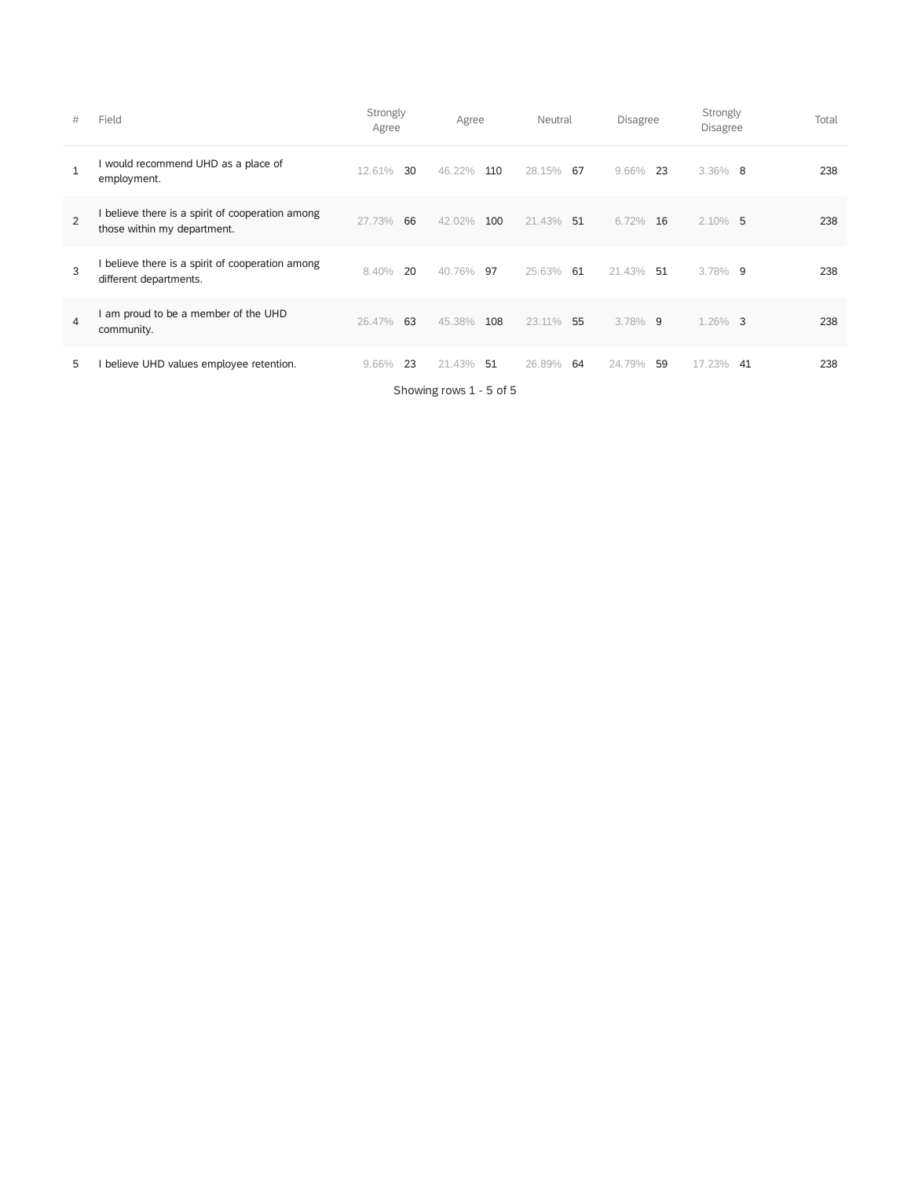| # | Field | Strongly Agree | | Agree | | Neutral | | Disagree | | Strongly Disagree | | Total |
|---|---|---|---|---|---|---|---|---|---|---|---|---|
| 1 | I would recommend UHD as a place of employment. | 12.61% | 30 | 46.22% | 110 | 28.15% | 67 | 9.66% | 23 | 3.36% | 8 | 238 |
| 2 | I believe there is a spirit of cooperation among those within my department. | 27.73% | 66 | 42.02% | 100 | 21.43% | 51 | 6.72% | 16 | 2.10% | 5 | 238 |
| 3 | I believe there is a spirit of cooperation among different departments. | 8.40% | 20 | 40.76% | 97 | 25.63% | 61 | 21.43% | 51 | 3.78% | 9 | 238 |
| 4 | I am proud to be a member of the UHD community. | 26.47% | 63 | 45.38% | 108 | 23.11% | 55 | 3.78% | 9 | 1.26% | 3 | 238 |
| 5 | I believe UHD values employee retention. | 9.66% | 23 | 21.43% | 51 | 26.89% | 64 | 24.79% | 59 | 17.23% | 41 | 238 |

Showing rows 1 - 5 of 5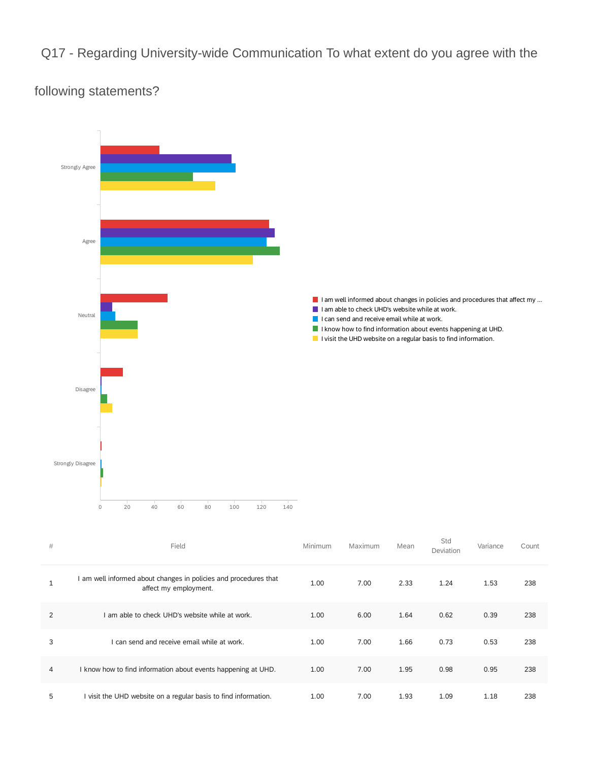# Q17 - Regarding University-wide Communication To what extent do you agree with the following statements?

Strongly Agree

Agree

Neutral

Disagree

Strongly Disagree

0 20 40 60 80 100 120 140

- I am well informed about changes in policies and procedures that affect my ...
- I am able to check UHD's website while at work.
- I can send and receive email while at work.
- I know how to find information about events happening at UHD.
- I visit the UHD website on a regular basis to find information.

| # | Field | Minimum | Maximum | Mean | Std Deviation | Variance | Count |
|---|---|---|---|---|---|---|---|
| 1 | I am well informed about changes in policies and procedures that affect my employment. | 1.00 | 7.00 | 2.33 | 1.24 | 1.53 | 238 |
| 2 | I am able to check UHD's website while at work. | 1.00 | 6.00 | 1.64 | 0.62 | 0.39 | 238 |
| 3 | I can send and receive email while at work. | 1.00 | 7.00 | 1.66 | 0.73 | 0.53 | 238 |
| 4 | I know how to find information about events happening at UHD. | 1.00 | 7.00 | 1.95 | 0.98 | 0.95 | 238 |
| 5 | I visit the UHD website on a regular basis to find information. | 1.00 | 7.00 | 1.93 | 1.09 | 1.18 | 238 |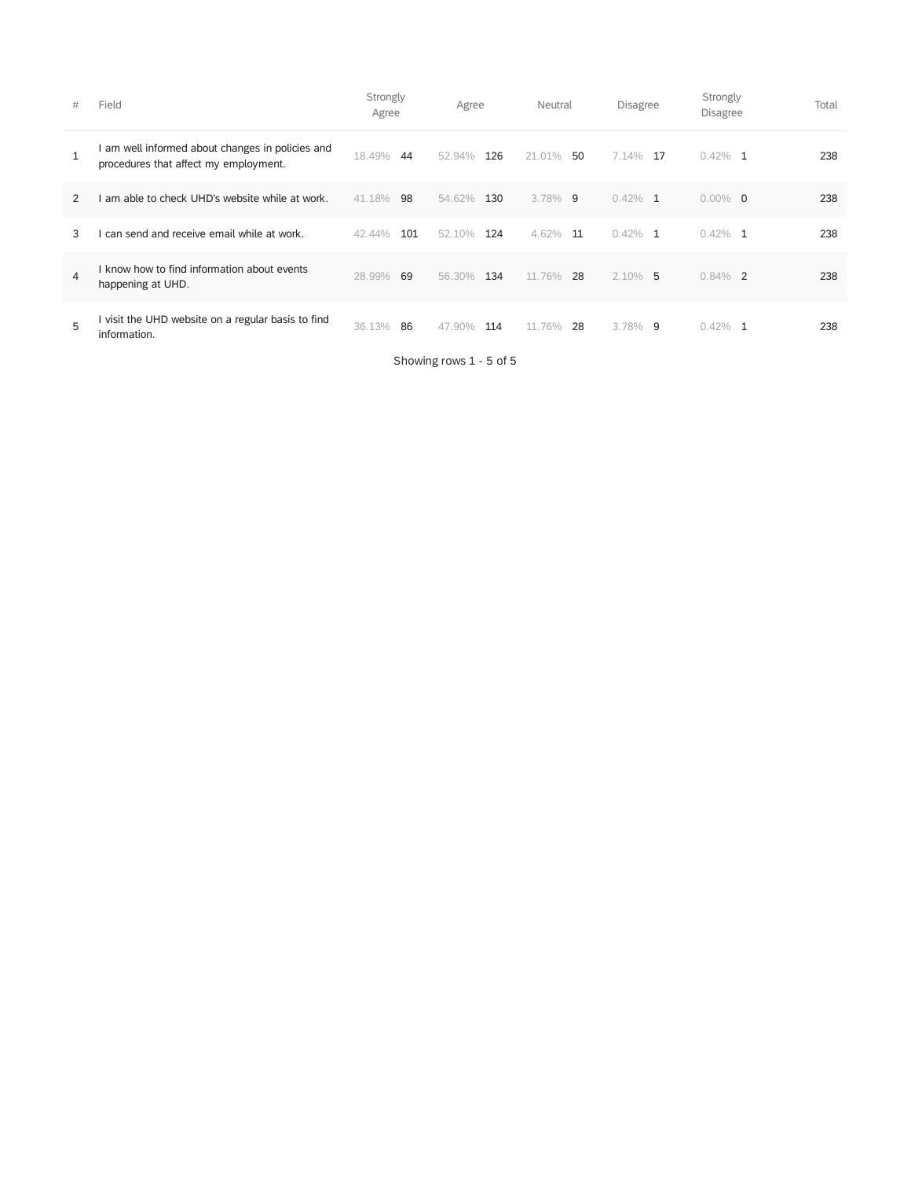| # | Field | Strongly Agree | | Agree | | Neutral | | Disagree | | Strongly Disagree | | Total |
|---|---|---|---|---|---|---|---|---|---|---|---|---|
| 1 | I am well informed about changes in policies and procedures that affect my employment. | 18.49% | 44 | 52.94% | 126 | 21.01% | 50 | 7.14% | 17 | 0.42% | 1 | 238 |
| 2 | I am able to check UHD's website while at work. | 41.18% | 98 | 54.62% | 130 | 3.78% | 9 | 0.42% | 1 | 0.00% | 0 | 238 |
| 3 | I can send and receive email while at work. | 42.44% | 101 | 52.10% | 124 | 4.62% | 11 | 0.42% | 1 | 0.42% | 1 | 238 |
| 4 | I know how to find information about events happening at UHD. | 28.99% | 69 | 56.30% | 134 | 11.76% | 28 | 2.10% | 5 | 0.84% | 2 | 238 |
| 5 | I visit the UHD website on a regular basis to find information. | 36.13% | 86 | 47.90% | 114 | 11.76% | 28 | 3.78% | 9 | 0.42% | 1 | 238 |

Showing rows 1 - 5 of 5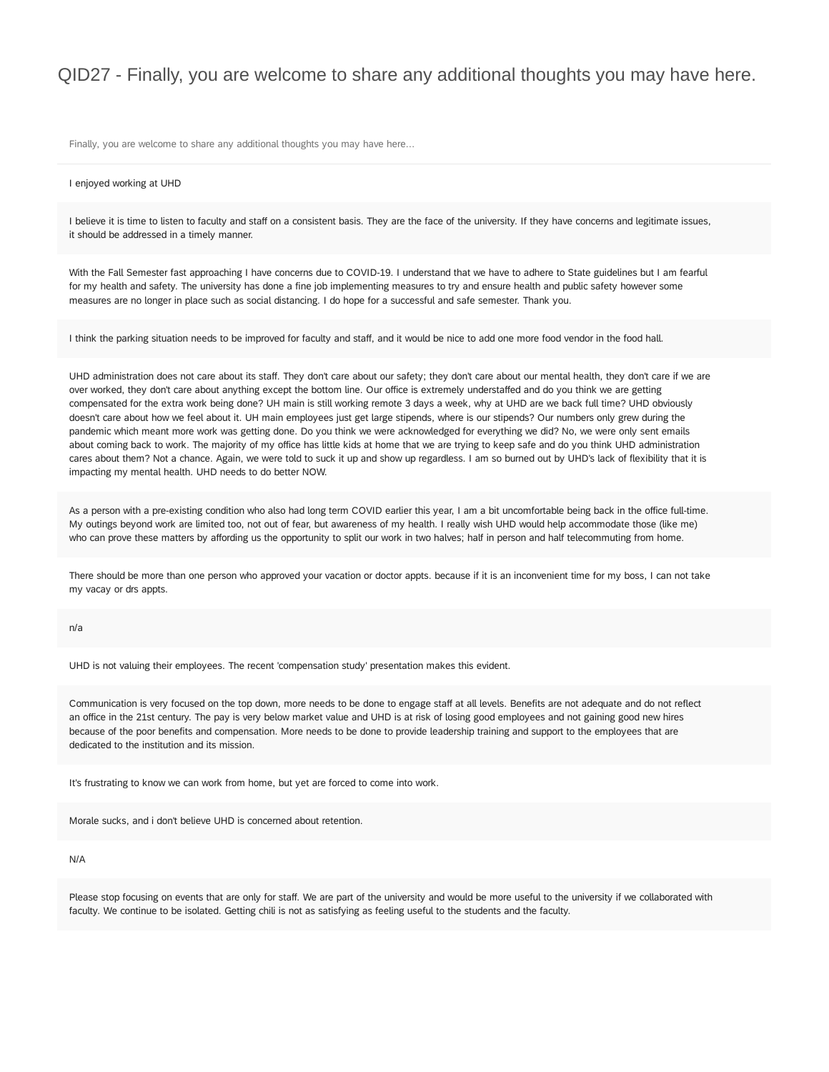# QID27 - Finally, you are welcome to share any additional thoughts you may have here.

Finally, you are welcome to share any additional thoughts you may have here...

I enjoyed working at UHD

I believe it is time to listen to faculty and staff on a consistent basis. They are the face of the university. If they have concerns and legitimate issues, it should be addressed in a timely manner.

With the Fall Semester fast approaching I have concerns due to COVID-19. I understand that we have to adhere to State guidelines but I am fearful for my health and safety. The university has done a fine job implementing measures to try and ensure health and public safety however some measures are no longer in place such as social distancing. I do hope for a successful and safe semester. Thank you.

I think the parking situation needs to be improved for faculty and staff, and it would be nice to add one more food vendor in the food hall.

UHD administration does not care about its staff. They don't care about our safety; they don't care about our mental health, they don't care if we are over worked, they don't care about anything except the bottom line. Our office is extremely understaffed and do you think we are getting compensated for the extra work being done? UH main is still working remote 3 days a week, why at UHD are we back full time? UHD obviously doesn't care about how we feel about it. UH main employees just get large stipends, where is our stipends? Our numbers only grew during the pandemic which meant more work was getting done. Do you think we were acknowledged for everything we did? No, we were only sent emails about coming back to work. The majority of my office has little kids at home that we are trying to keep safe and do you think UHD administration cares about them? Not a chance. Again, we were told to suck it up and show up regardless. I am so burned out by UHD's lack of flexibility that it is impacting my mental health. UHD needs to do better NOW.

As a person with a pre-existing condition who also had long term COVID earlier this year, I am a bit uncomfortable being back in the office full-time. My outings beyond work are limited too, not out of fear, but awareness of my health. I really wish UHD would help accommodate those (like me) who can prove these matters by affording us the opportunity to split our work in two halves; half in person and half telecommuting from home.

There should be more than one person who approved your vacation or doctor appts. because if it is an inconvenient time for my boss, I can not take my vacay or drs appts.

n/a

UHD is not valuing their employees. The recent 'compensation study' presentation makes this evident.

Communication is very focused on the top down, more needs to be done to engage staff at all levels. Benefits are not adequate and do not reflect an office in the 21st century. The pay is very below market value and UHD is at risk of losing good employees and not gaining good new hires because of the poor benefits and compensation. More needs to be done to provide leadership training and support to the employees that are dedicated to the institution and its mission.

It's frustrating to know we can work from home, but yet are forced to come into work.

Morale sucks, and i don't believe UHD is concerned about retention.

N/A

Please stop focusing on events that are only for staff. We are part of the university and would be more useful to the university if we collaborated with faculty. We continue to be isolated. Getting chili is not as satisfying as feeling useful to the students and the faculty.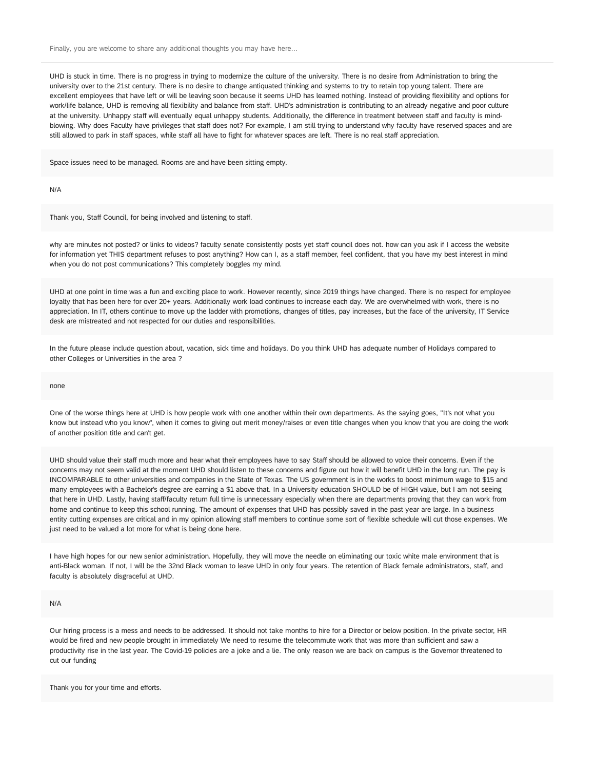Finally, you are welcome to share any additional thoughts you may have here...

UHD is stuck in time. There is no progress in trying to modernize the culture of the university. There is no desire from Administration to bring the university over to the 21st century. There is no desire to change antiquated thinking and systems to try to retain top young talent. There are excellent employees that have left or will be leaving soon because it seems UHD has learned nothing. Instead of providing flexibility and options for work/life balance, UHD is removing all flexibility and balance from staff. UHD's administration is contributing to an already negative and poor culture at the university. Unhappy staff will eventually equal unhappy students. Additionally, the difference in treatment between staff and faculty is mind-blowing. Why does Faculty have privileges that staff does not? For example, I am still trying to understand why faculty have reserved spaces and are still allowed to park in staff spaces, while staff all have to fight for whatever spaces are left. There is no real staff appreciation.

Space issues need to be managed. Rooms are and have been sitting empty.

N/A

Thank you, Staff Council, for being involved and listening to staff.

why are minutes not posted? or links to videos? faculty senate consistently posts yet staff council does not. how can you ask if I access the website for information yet THIS department refuses to post anything? How can I, as a staff member, feel confident, that you have my best interest in mind when you do not post communications? This completely boggles my mind.

UHD at one point in time was a fun and exciting place to work. However recently, since 2019 things have changed. There is no respect for employee loyalty that has been here for over 20+ years. Additionally work load continues to increase each day. We are overwhelmed with work, there is no appreciation. In IT, others continue to move up the ladder with promotions, changes of titles, pay increases, but the face of the university, IT Service desk are mistreated and not respected for our duties and responsibilities.

In the future please include question about, vacation, sick time and holidays. Do you think UHD has adequate number of Holidays compared to other Colleges or Universities in the area ?

none

One of the worse things here at UHD is how people work with one another within their own departments. As the saying goes, "It's not what you know but instead who you know", when it comes to giving out merit money/raises or even title changes when you know that you are doing the work of another position title and can't get.

UHD should value their staff much more and hear what their employees have to say Staff should be allowed to voice their concerns. Even if the concerns may not seem valid at the moment UHD should listen to these concerns and figure out how it will benefit UHD in the long run. The pay is INCOMPARABLE to other universities and companies in the State of Texas. The US government is in the works to boost minimum wage to $15 and many employees with a Bachelor's degree are earning a $1 above that. In a University education SHOULD be of HIGH value, but I am not seeing that here in UHD. Lastly, having staff/faculty return full time is unnecessary especially when there are departments proving that they can work from home and continue to keep this school running. The amount of expenses that UHD has possibly saved in the past year are large. In a business entity cutting expenses are critical and in my opinion allowing staff members to continue some sort of flexible schedule will cut those expenses. We just need to be valued a lot more for what is being done here.

I have high hopes for our new senior administration. Hopefully, they will move the needle on eliminating our toxic white male environment that is anti-Black woman. If not, I will be the 32nd Black woman to leave UHD in only four years. The retention of Black female administrators, staff, and faculty is absolutely disgraceful at UHD.

N/A

Our hiring process is a mess and needs to be addressed. It should not take months to hire for a Director or below position. In the private sector, HR would be fired and new people brought in immediately We need to resume the telecommute work that was more than sufficient and saw a productivity rise in the last year. The Covid-19 policies are a joke and a lie. The only reason we are back on campus is the Governor threatened to cut our funding

Thank you for your time and efforts.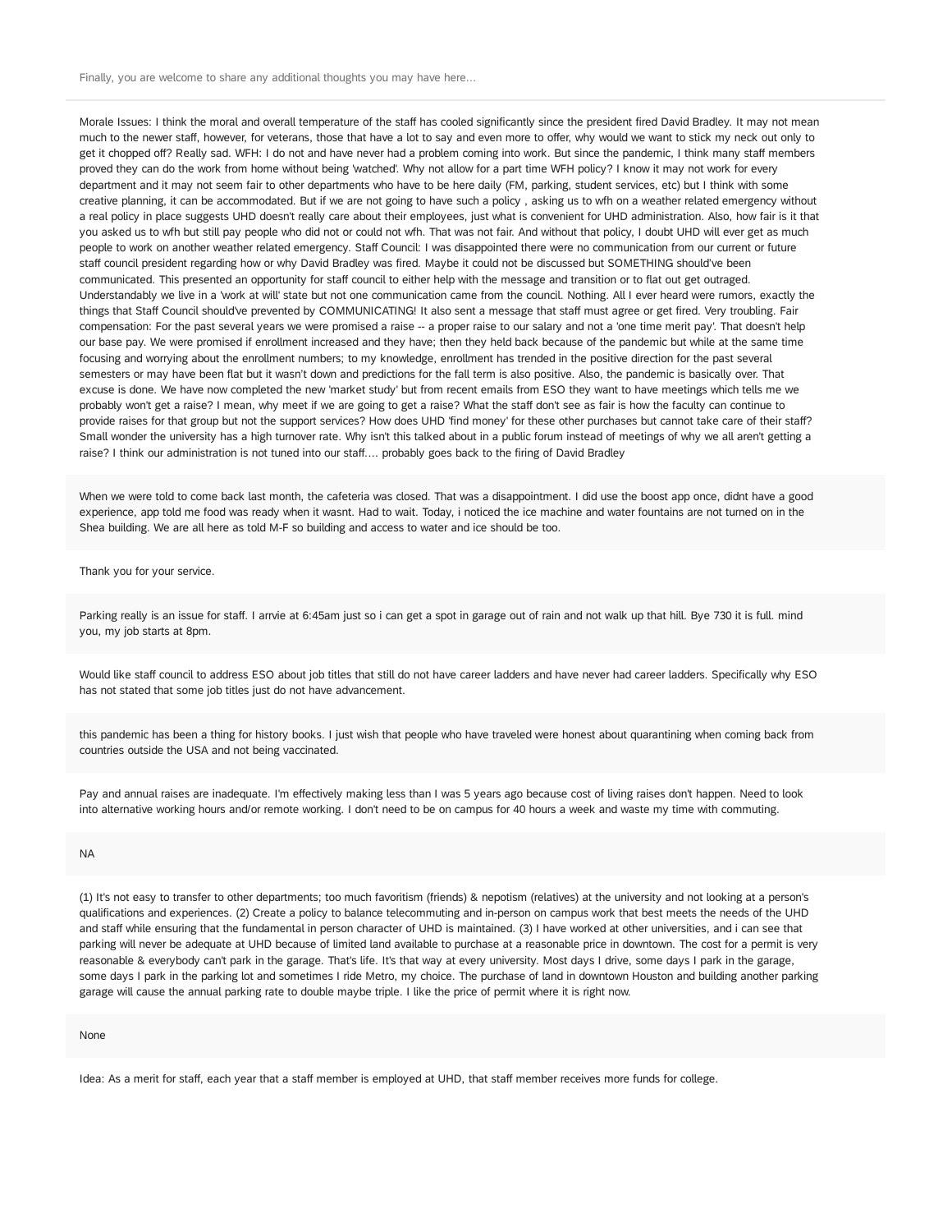Finally, you are welcome to share any additional thoughts you may have here...

Morale Issues: I think the moral and overall temperature of the staff has cooled significantly since the president fired David Bradley. It may not mean much to the newer staff, however, for veterans, those that have a lot to say and even more to offer, why would we want to stick my neck out only to get it chopped off? Really sad. WFH: I do not and have never had a problem coming into work. But since the pandemic, I think many staff members proved they can do the work from home without being 'watched'. Why not allow for a part time WFH policy? I know it may not work for every department and it may not seem fair to other departments who have to be here daily (FM, parking, student services, etc) but I think with some creative planning, it can be accommodated. But if we are not going to have such a policy , asking us to wfh on a weather related emergency without a real policy in place suggests UHD doesn't really care about their employees, just what is convenient for UHD administration. Also, how fair is it that you asked us to wfh but still pay people who did not or could not wfh. That was not fair. And without that policy, I doubt UHD will ever get as much people to work on another weather related emergency. Staff Council: I was disappointed there were no communication from our current or future staff council president regarding how or why David Bradley was fired. Maybe it could not be discussed but SOMETHING should've been communicated. This presented an opportunity for staff council to either help with the message and transition or to flat out get outraged. Understandably we live in a 'work at will' state but not one communication came from the council. Nothing. All I ever heard were rumors, exactly the things that Staff Council should've prevented by COMMUNICATING! It also sent a message that staff must agree or get fired. Very troubling. Fair compensation: For the past several years we were promised a raise -- a proper raise to our salary and not a 'one time merit pay'. That doesn't help our base pay. We were promised if enrollment increased and they have; then they held back because of the pandemic but while at the same time focusing and worrying about the enrollment numbers; to my knowledge, enrollment has trended in the positive direction for the past several semesters or may have been flat but it wasn't down and predictions for the fall term is also positive. Also, the pandemic is basically over. That excuse is done. We have now completed the new 'market study' but from recent emails from ESO they want to have meetings which tells me we probably won't get a raise? I mean, why meet if we are going to get a raise? What the staff don't see as fair is how the faculty can continue to provide raises for that group but not the support services? How does UHD 'find money' for these other purchases but cannot take care of their staff? Small wonder the university has a high turnover rate. Why isn't this talked about in a public forum instead of meetings of why we all aren't getting a raise? I think our administration is not tuned into our staff.... probably goes back to the firing of David Bradley

When we were told to come back last month, the cafeteria was closed. That was a disappointment. I did use the boost app once, didnt have a good experience, app told me food was ready when it wasnt. Had to wait. Today, i noticed the ice machine and water fountains are not turned on in the Shea building. We are all here as told M-F so building and access to water and ice should be too.

Thank you for your service.

Parking really is an issue for staff. I arrvie at 6:45am just so i can get a spot in garage out of rain and not walk up that hill. Bye 730 it is full. mind you, my job starts at 8pm.

Would like staff council to address ESO about job titles that still do not have career ladders and have never had career ladders. Specifically why ESO has not stated that some job titles just do not have advancement.

this pandemic has been a thing for history books. I just wish that people who have traveled were honest about quarantining when coming back from countries outside the USA and not being vaccinated.

Pay and annual raises are inadequate. I'm effectively making less than I was 5 years ago because cost of living raises don't happen. Need to look into alternative working hours and/or remote working. I don't need to be on campus for 40 hours a week and waste my time with commuting.

NA

(1) It's not easy to transfer to other departments; too much favoritism (friends) & nepotism (relatives) at the university and not looking at a person's qualifications and experiences. (2) Create a policy to balance telecommuting and in-person on campus work that best meets the needs of the UHD and staff while ensuring that the fundamental in person character of UHD is maintained. (3) I have worked at other universities, and i can see that parking will never be adequate at UHD because of limited land available to purchase at a reasonable price in downtown. The cost for a permit is very reasonable & everybody can't park in the garage. That's life. It's that way at every university. Most days I drive, some days I park in the garage, some days I park in the parking lot and sometimes I ride Metro, my choice. The purchase of land in downtown Houston and building another parking garage will cause the annual parking rate to double maybe triple. I like the price of permit where it is right now.

None

Idea: As a merit for staff, each year that a staff member is employed at UHD, that staff member receives more funds for college.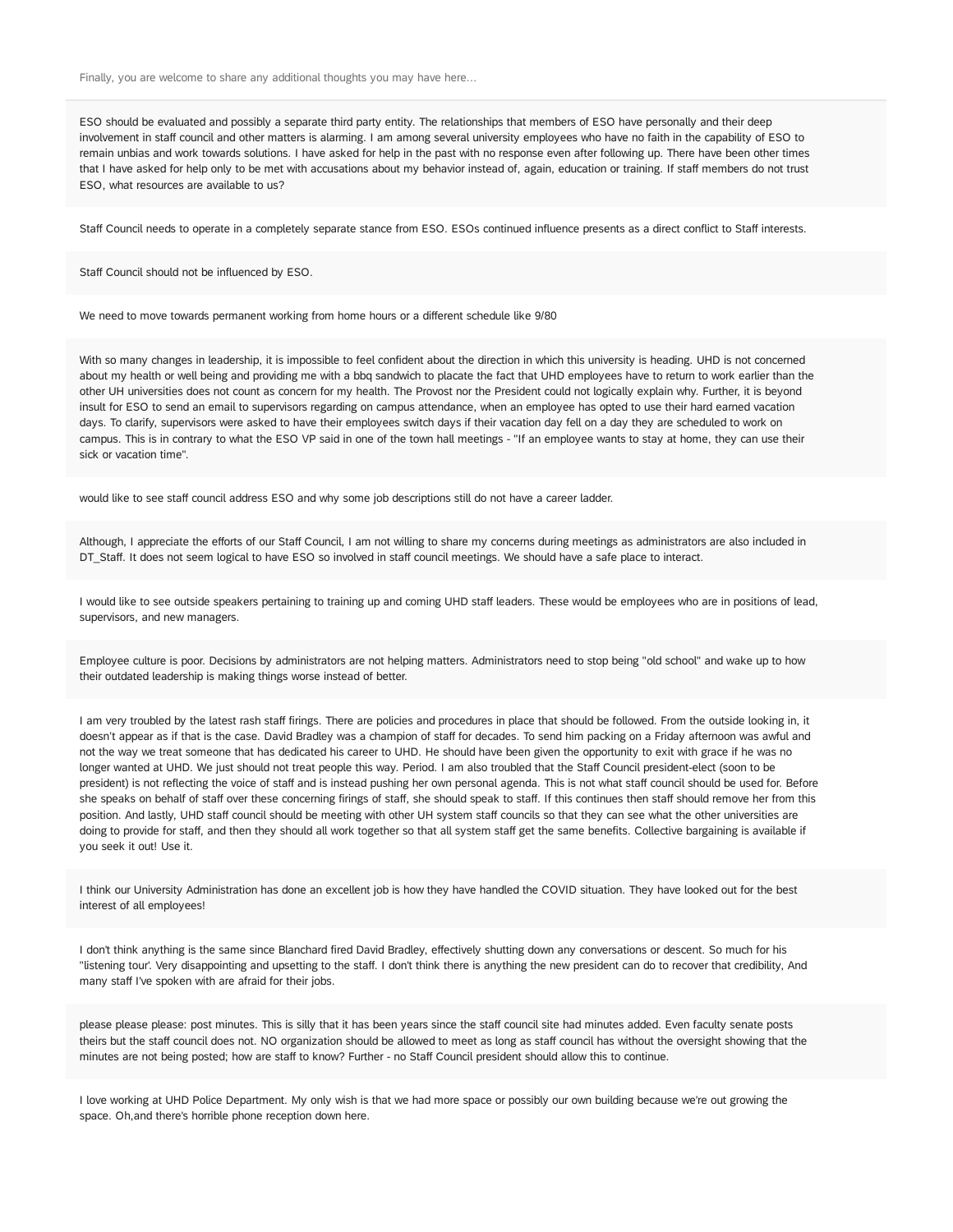Finally, you are welcome to share any additional thoughts you may have here...

ESO should be evaluated and possibly a separate third party entity. The relationships that members of ESO have personally and their deep involvement in staff council and other matters is alarming. I am among several university employees who have no faith in the capability of ESO to remain unbias and work towards solutions. I have asked for help in the past with no response even after following up. There have been other times that I have asked for help only to be met with accusations about my behavior instead of, again, education or training. If staff members do not trust ESO, what resources are available to us?

Staff Council needs to operate in a completely separate stance from ESO. ESOs continued influence presents as a direct conflict to Staff interests.

Staff Council should not be influenced by ESO.

We need to move towards permanent working from home hours or a different schedule like 9/80

With so many changes in leadership, it is impossible to feel confident about the direction in which this university is heading. UHD is not concerned about my health or well being and providing me with a bbq sandwich to placate the fact that UHD employees have to return to work earlier than the other UH universities does not count as concern for my health. The Provost nor the President could not logically explain why. Further, it is beyond insult for ESO to send an email to supervisors regarding on campus attendance, when an employee has opted to use their hard earned vacation days. To clarify, supervisors were asked to have their employees switch days if their vacation day fell on a day they are scheduled to work on campus. This is in contrary to what the ESO VP said in one of the town hall meetings - "If an employee wants to stay at home, they can use their sick or vacation time".

would like to see staff council address ESO and why some job descriptions still do not have a career ladder.

Although, I appreciate the efforts of our Staff Council, I am not willing to share my concerns during meetings as administrators are also included in DT_Staff. It does not seem logical to have ESO so involved in staff council meetings. We should have a safe place to interact.

I would like to see outside speakers pertaining to training up and coming UHD staff leaders. These would be employees who are in positions of lead, supervisors, and new managers.

Employee culture is poor. Decisions by administrators are not helping matters. Administrators need to stop being "old school" and wake up to how their outdated leadership is making things worse instead of better.

I am very troubled by the latest rash staff firings. There are policies and procedures in place that should be followed. From the outside looking in, it doesn't appear as if that is the case. David Bradley was a champion of staff for decades. To send him packing on a Friday afternoon was awful and not the way we treat someone that has dedicated his career to UHD. He should have been given the opportunity to exit with grace if he was no longer wanted at UHD. We just should not treat people this way. Period. I am also troubled that the Staff Council president-elect (soon to be president) is not reflecting the voice of staff and is instead pushing her own personal agenda. This is not what staff council should be used for. Before she speaks on behalf of staff over these concerning firings of staff, she should speak to staff. If this continues then staff should remove her from this position. And lastly, UHD staff council should be meeting with other UH system staff councils so that they can see what the other universities are doing to provide for staff, and then they should all work together so that all system staff get the same benefits. Collective bargaining is available if you seek it out! Use it.

I think our University Administration has done an excellent job is how they have handled the COVID situation. They have looked out for the best interest of all employees!

I don't think anything is the same since Blanchard fired David Bradley, effectively shutting down any conversations or descent. So much for his "listening tour'. Very disappointing and upsetting to the staff. I don't think there is anything the new president can do to recover that credibility, And many staff I've spoken with are afraid for their jobs.

please please please: post minutes. This is silly that it has been years since the staff council site had minutes added. Even faculty senate posts theirs but the staff council does not. NO organization should be allowed to meet as long as staff council has without the oversight showing that the minutes are not being posted; how are staff to know? Further - no Staff Council president should allow this to continue.

I love working at UHD Police Department. My only wish is that we had more space or possibly our own building because we're out growing the space. Oh,and there's horrible phone reception down here.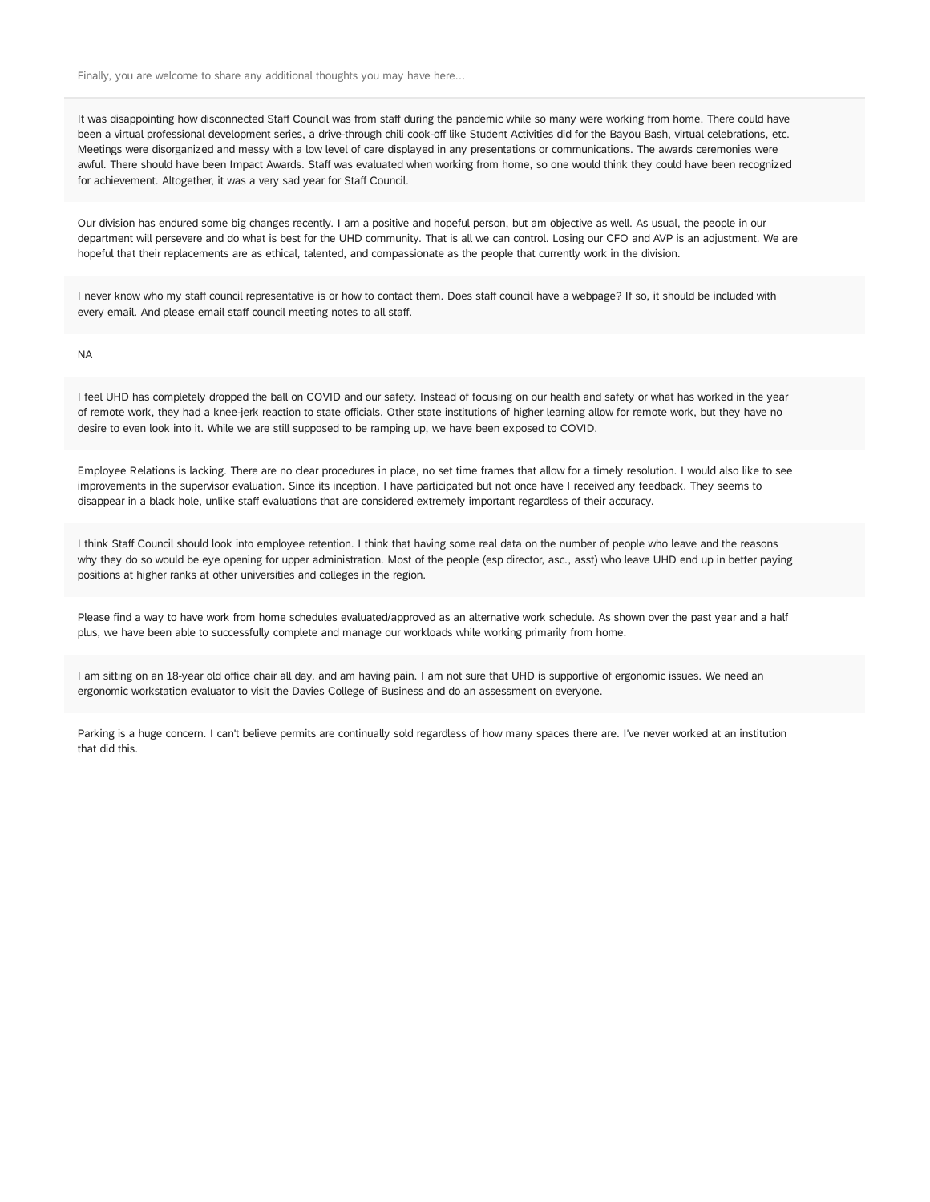Finally, you are welcome to share any additional thoughts you may have here...

It was disappointing how disconnected Staff Council was from staff during the pandemic while so many were working from home. There could have been a virtual professional development series, a drive-through chili cook-off like Student Activities did for the Bayou Bash, virtual celebrations, etc. Meetings were disorganized and messy with a low level of care displayed in any presentations or communications. The awards ceremonies were awful. There should have been Impact Awards. Staff was evaluated when working from home, so one would think they could have been recognized for achievement. Altogether, it was a very sad year for Staff Council.

Our division has endured some big changes recently. I am a positive and hopeful person, but am objective as well. As usual, the people in our department will persevere and do what is best for the UHD community. That is all we can control. Losing our CFO and AVP is an adjustment. We are hopeful that their replacements are as ethical, talented, and compassionate as the people that currently work in the division.

I never know who my staff council representative is or how to contact them. Does staff council have a webpage? If so, it should be included with every email. And please email staff council meeting notes to all staff.

NA

I feel UHD has completely dropped the ball on COVID and our safety. Instead of focusing on our health and safety or what has worked in the year of remote work, they had a knee-jerk reaction to state officials. Other state institutions of higher learning allow for remote work, but they have no desire to even look into it. While we are still supposed to be ramping up, we have been exposed to COVID.

Employee Relations is lacking. There are no clear procedures in place, no set time frames that allow for a timely resolution. I would also like to see improvements in the supervisor evaluation. Since its inception, I have participated but not once have I received any feedback. They seems to disappear in a black hole, unlike staff evaluations that are considered extremely important regardless of their accuracy.

I think Staff Council should look into employee retention. I think that having some real data on the number of people who leave and the reasons why they do so would be eye opening for upper administration. Most of the people (esp director, asc., asst) who leave UHD end up in better paying positions at higher ranks at other universities and colleges in the region.

Please find a way to have work from home schedules evaluated/approved as an alternative work schedule. As shown over the past year and a half plus, we have been able to successfully complete and manage our workloads while working primarily from home.

I am sitting on an 18-year old office chair all day, and am having pain. I am not sure that UHD is supportive of ergonomic issues. We need an ergonomic workstation evaluator to visit the Davies College of Business and do an assessment on everyone.

Parking is a huge concern. I can't believe permits are continually sold regardless of how many spaces there are. I've never worked at an institution that did this.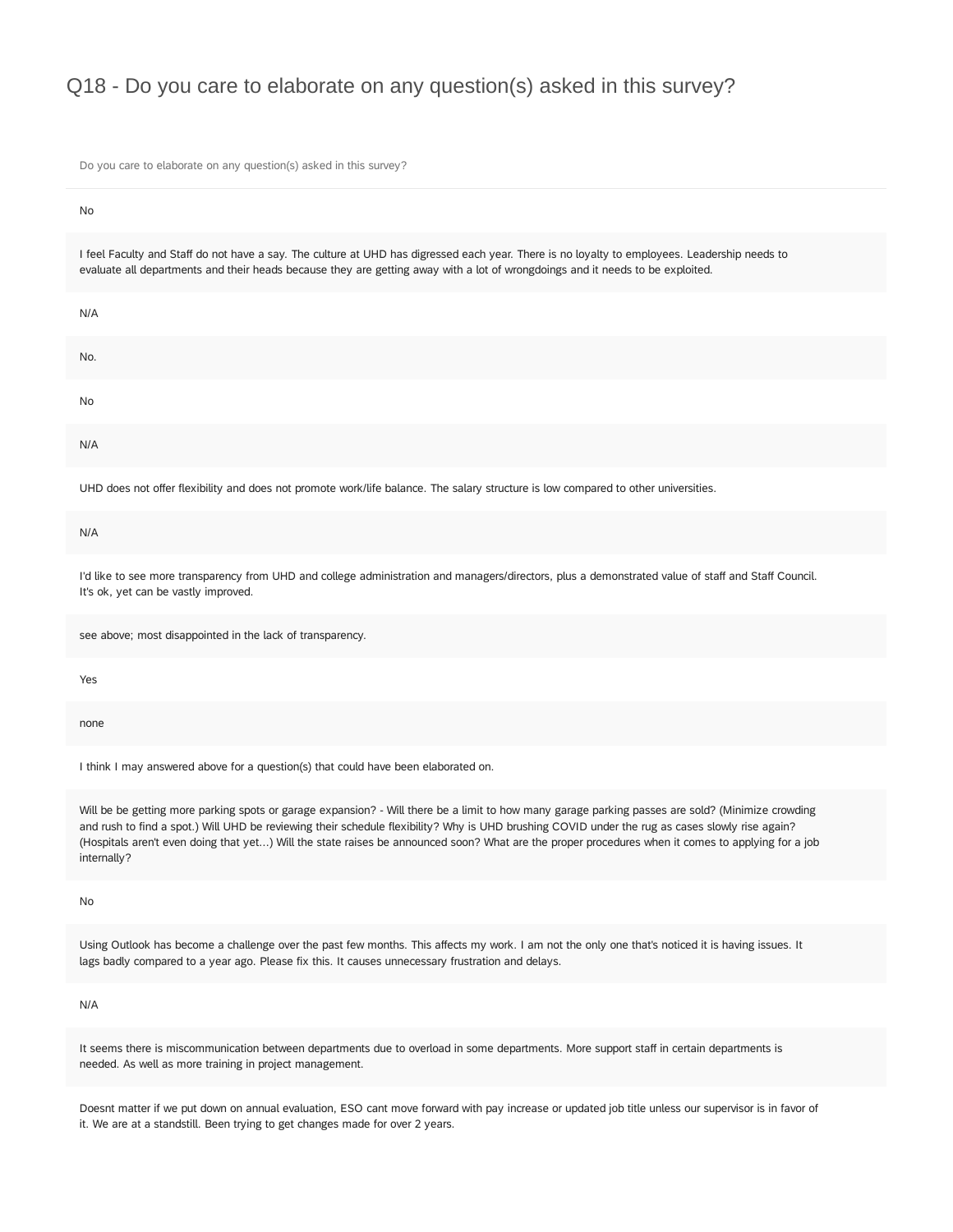# Q18 - Do you care to elaborate on any question(s) asked in this survey?

| Do you care to elaborate on any question(s) asked in this survey? |
|---|
| No |
| I feel Faculty and Staff do not have a say. The culture at UHD has digressed each year. There is no loyalty to employees. Leadership needs to evaluate all departments and their heads because they are getting away with a lot of wrongdoings and it needs to be exploited. |
| N/A |
| No. |
| No |
| N/A |
| UHD does not offer flexibility and does not promote work/life balance. The salary structure is low compared to other universities. |
| N/A |
| I'd like to see more transparency from UHD and college administration and managers/directors, plus a demonstrated value of staff and Staff Council. It's ok, yet can be vastly improved. |
| see above; most disappointed in the lack of transparency. |
| Yes |
| none |
| I think I may answered above for a question(s) that could have been elaborated on. |
| Will be be getting more parking spots or garage expansion? - Will there be a limit to how many garage parking passes are sold? (Minimize crowding and rush to find a spot.) Will UHD be reviewing their schedule flexibility? Why is UHD brushing COVID under the rug as cases slowly rise again? (Hospitals aren't even doing that yet...) Will the state raises be announced soon? What are the proper procedures when it comes to applying for a job internally? |
| No |
| Using Outlook has become a challenge over the past few months. This affects my work. I am not the only one that's noticed it is having issues. It lags badly compared to a year ago. Please fix this. It causes unnecessary frustration and delays. |
| N/A |
| It seems there is miscommunication between departments due to overload in some departments. More support staff in certain departments is needed. As well as more training in project management. |
| Doesnt matter if we put down on annual evaluation, ESO cant move forward with pay increase or updated job title unless our supervisor is in favor of it. We are at a standstill. Been trying to get changes made for over 2 years. |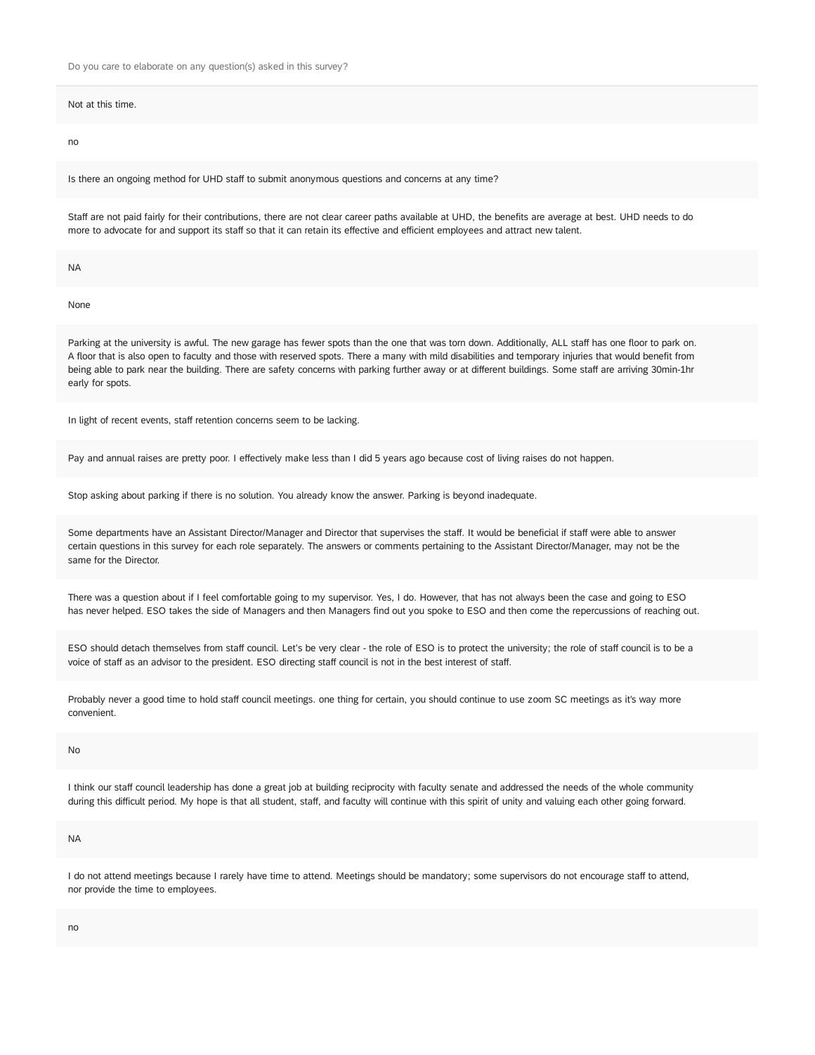Do you care to elaborate on any question(s) asked in this survey?

Not at this time.

no

Is there an ongoing method for UHD staff to submit anonymous questions and concerns at any time?

Staff are not paid fairly for their contributions, there are not clear career paths available at UHD, the benefits are average at best. UHD needs to do more to advocate for and support its staff so that it can retain its effective and efficient employees and attract new talent.

NA

None

Parking at the university is awful. The new garage has fewer spots than the one that was torn down. Additionally, ALL staff has one floor to park on. A floor that is also open to faculty and those with reserved spots. There a many with mild disabilities and temporary injuries that would benefit from being able to park near the building. There are safety concerns with parking further away or at different buildings. Some staff are arriving 30min-1hr early for spots.

In light of recent events, staff retention concerns seem to be lacking.

Pay and annual raises are pretty poor. I effectively make less than I did 5 years ago because cost of living raises do not happen.

Stop asking about parking if there is no solution. You already know the answer. Parking is beyond inadequate.

Some departments have an Assistant Director/Manager and Director that supervises the staff. It would be beneficial if staff were able to answer certain questions in this survey for each role separately. The answers or comments pertaining to the Assistant Director/Manager, may not be the same for the Director.

There was a question about if I feel comfortable going to my supervisor. Yes, I do. However, that has not always been the case and going to ESO has never helped. ESO takes the side of Managers and then Managers find out you spoke to ESO and then come the repercussions of reaching out.

ESO should detach themselves from staff council. Let's be very clear - the role of ESO is to protect the university; the role of staff council is to be a voice of staff as an advisor to the president. ESO directing staff council is not in the best interest of staff.

Probably never a good time to hold staff council meetings. one thing for certain, you should continue to use zoom SC meetings as it's way more convenient.

No

I think our staff council leadership has done a great job at building reciprocity with faculty senate and addressed the needs of the whole community during this difficult period. My hope is that all student, staff, and faculty will continue with this spirit of unity and valuing each other going forward.

NA

I do not attend meetings because I rarely have time to attend. Meetings should be mandatory; some supervisors do not encourage staff to attend, nor provide the time to employees.

no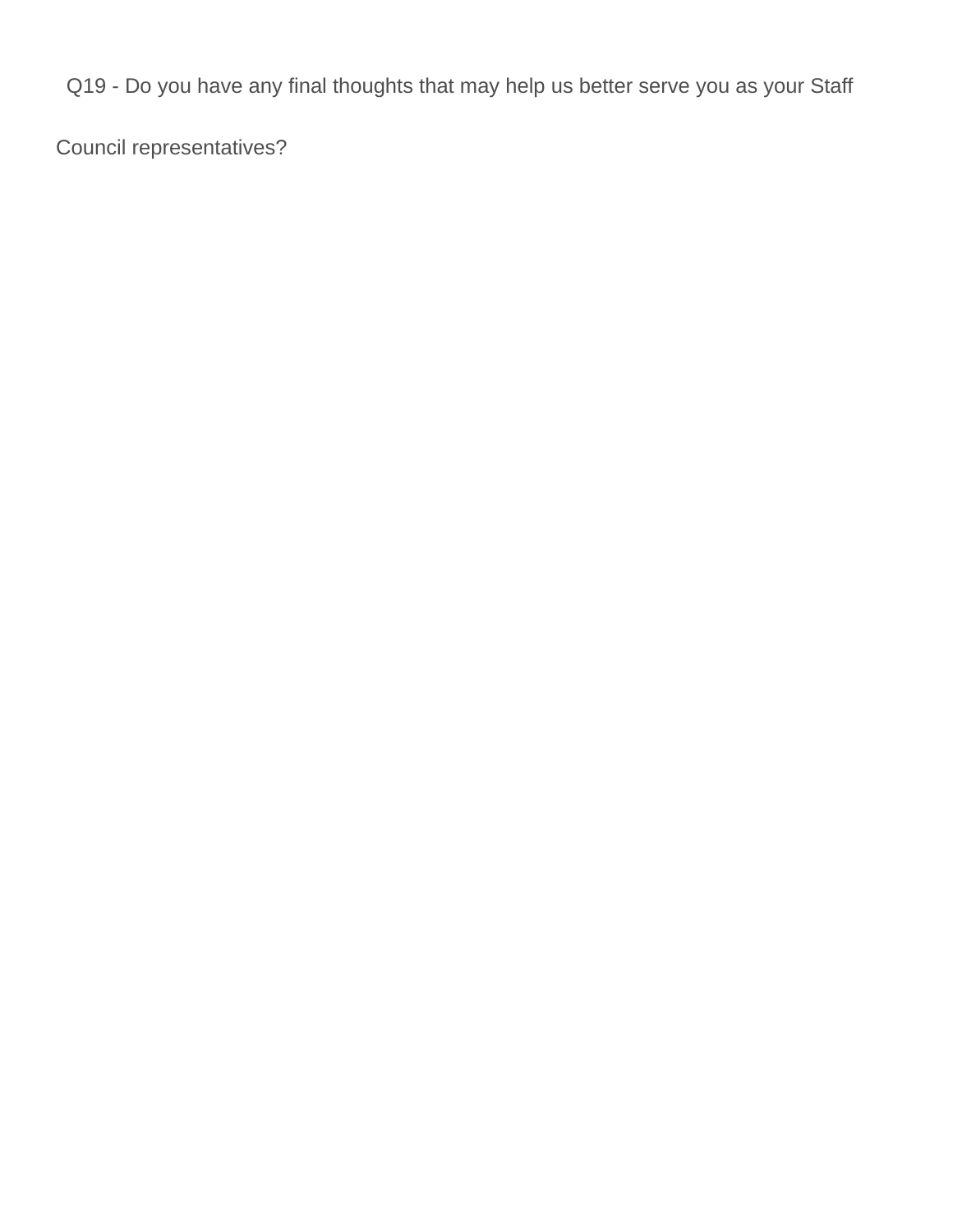Q19 - Do you have any final thoughts that may help us better serve you as your Staff Council representatives?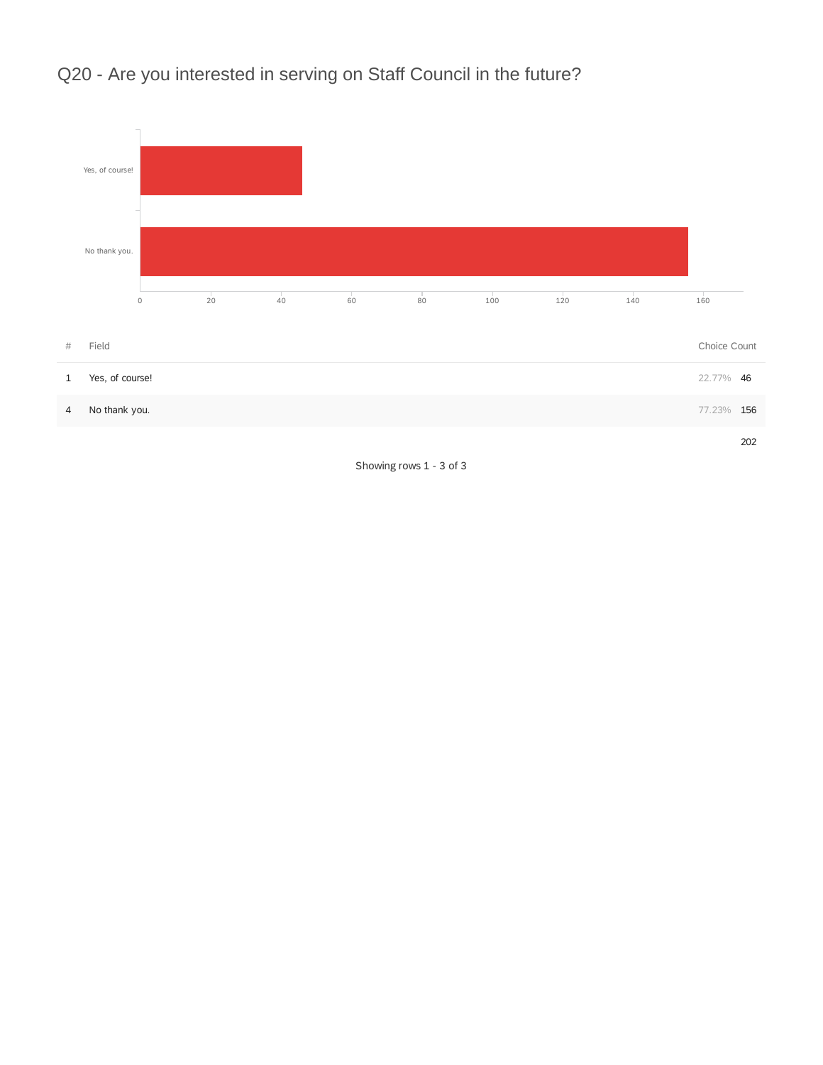## Q20 - Are you interested in serving on Staff Council in the future?

| # | Field | Choice Count | |
|---|---|---|---|
| 1 | Yes, of course! | 22.77% | 46 |
| 4 | No thank you. | 77.23% | 156 |
| | | | 202 |

Showing rows 1 - 3 of 3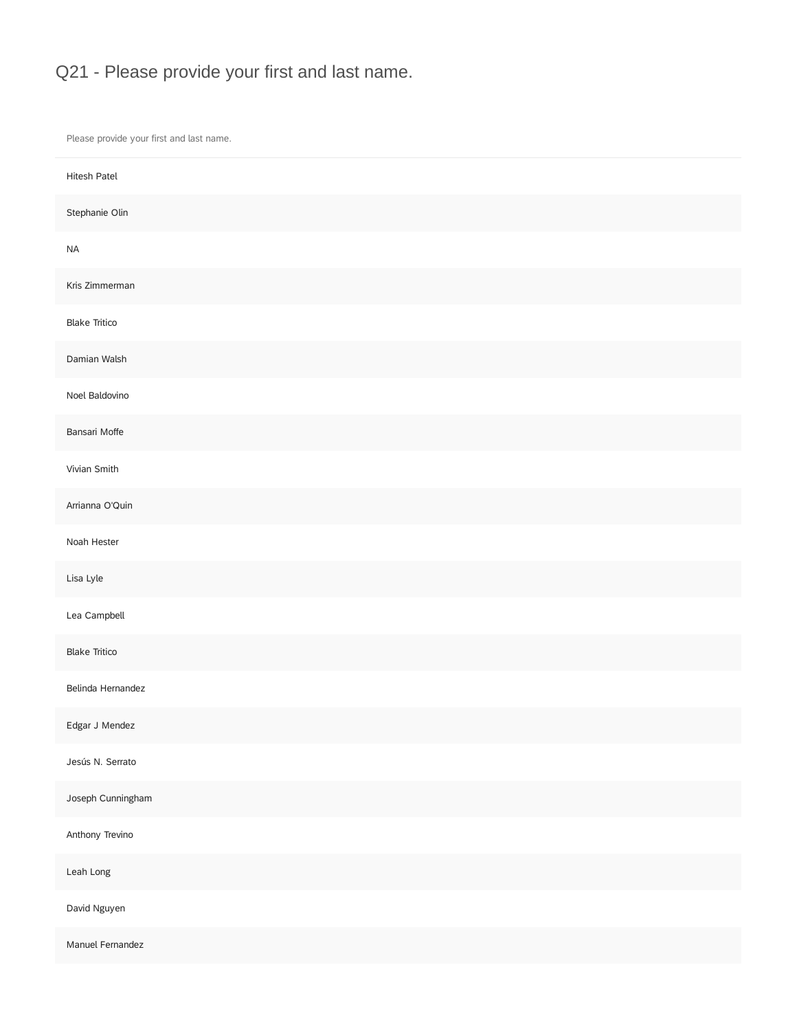## Q21 - Please provide your first and last name.

| Please provide your first and last name. |
|---|
| Hitesh Patel |
| Stephanie Olin |
| NA |
| Kris Zimmerman |
| Blake Tritico |
| Damian Walsh |
| Noel Baldovino |
| Bansari Moffe |
| Vivian Smith |
| Arrianna O'Quin |
| Noah Hester |
| Lisa Lyle |
| Lea Campbell |
| Blake Tritico |
| Belinda Hernandez |
| Edgar J Mendez |
| Jesús N. Serrato |
| Joseph Cunningham |
| Anthony Trevino |
| Leah Long |
| David Nguyen |
| Manuel Fernandez |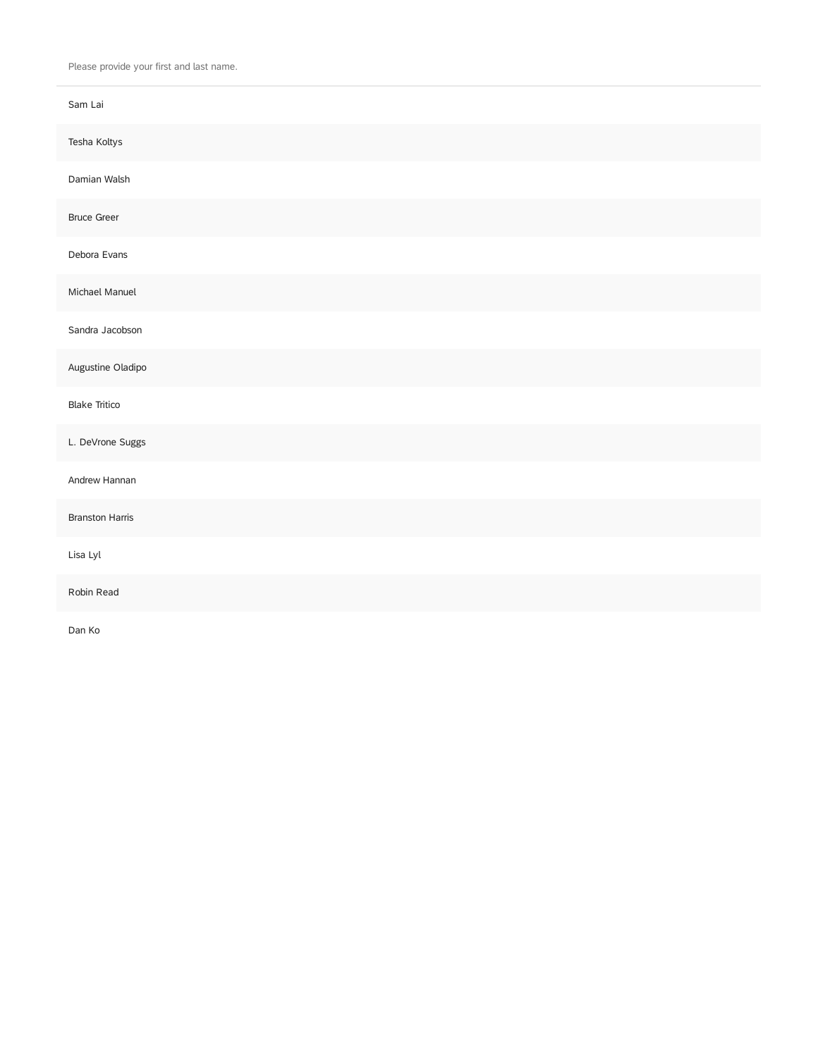| Please provide your first and last name. |
| --- |
| Sam Lai |
| Tesha Koltys |
| Damian Walsh |
| Bruce Greer |
| Debora Evans |
| Michael Manuel |
| Sandra Jacobson |
| Augustine Oladipo |
| Blake Tritico |
| L. DeVrone Suggs |
| Andrew Hannan |
| Branston Harris |
| Lisa Lyl |
| Robin Read |
| Dan Ko |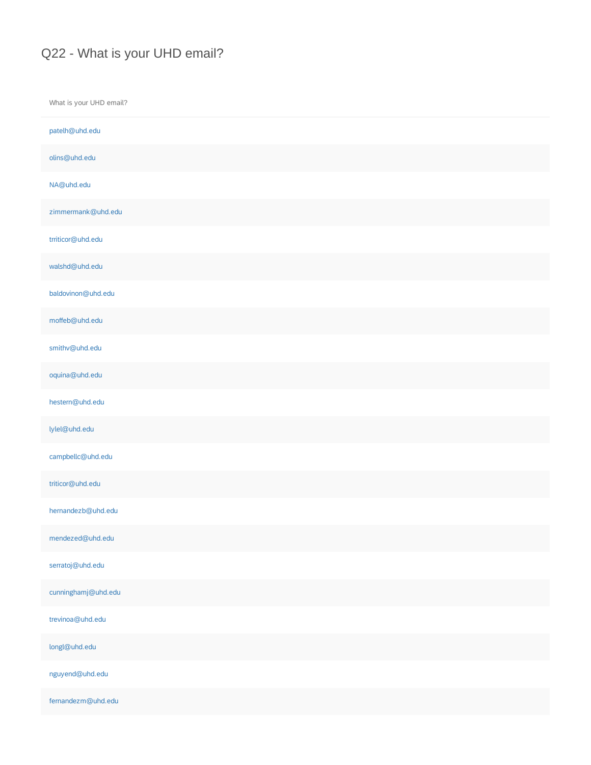# Q22 - What is your UHD email?

| What is your UHD email? |
| --- |
| patelh@uhd.edu |
| olins@uhd.edu |
| NA@uhd.edu |
| zimmermank@uhd.edu |
| trriticor@uhd.edu |
| walshd@uhd.edu |
| baldovinon@uhd.edu |
| moffeb@uhd.edu |
| smithv@uhd.edu |
| oquina@uhd.edu |
| hestern@uhd.edu |
| lylel@uhd.edu |
| campbellc@uhd.edu |
| triticor@uhd.edu |
| hernandezb@uhd.edu |
| mendezed@uhd.edu |
| serratoj@uhd.edu |
| cunninghamj@uhd.edu |
| trevinoa@uhd.edu |
| longl@uhd.edu |
| nguyend@uhd.edu |
| fernandezm@uhd.edu |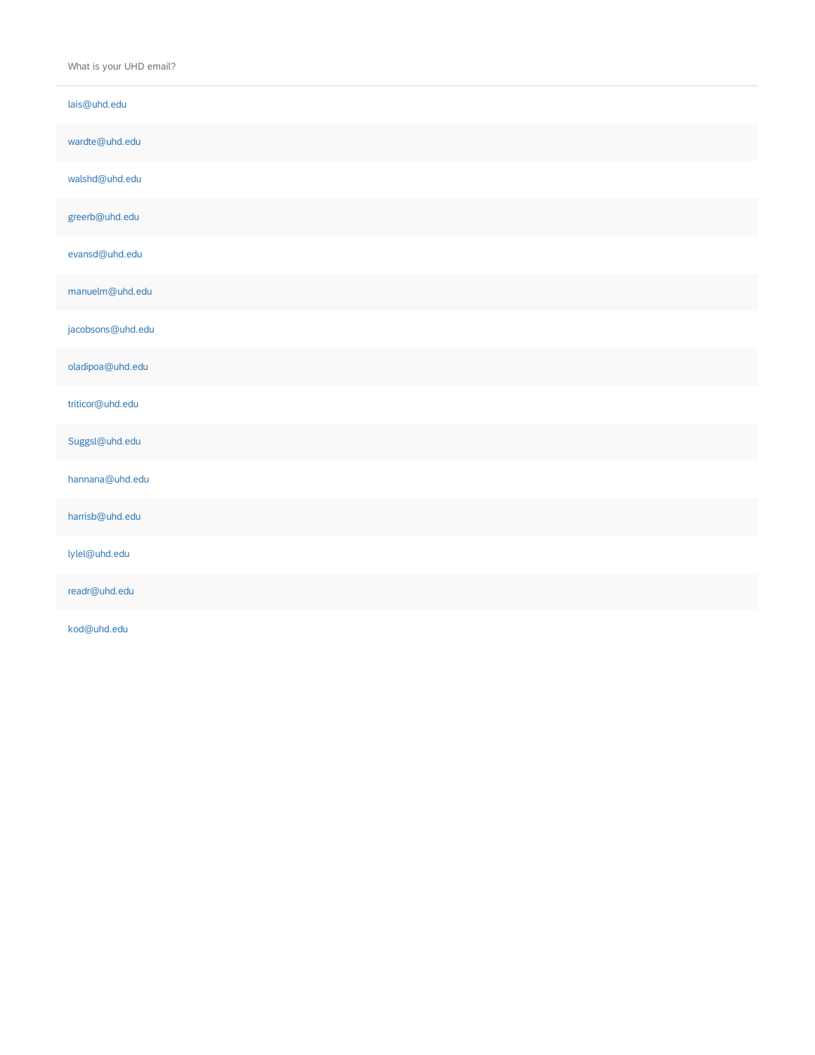What is your UHD email?

lais@uhd.edu

wardte@uhd.edu

walshd@uhd.edu

greerb@uhd.edu

evansd@uhd.edu

manuelm@uhd.edu

jacobsons@uhd.edu

oladipoa@uhd.edu

triticor@uhd.edu

Suggsl@uhd.edu

hannana@uhd.edu

harrisb@uhd.edu

lylel@uhd.edu

readr@uhd.edu

kod@uhd.edu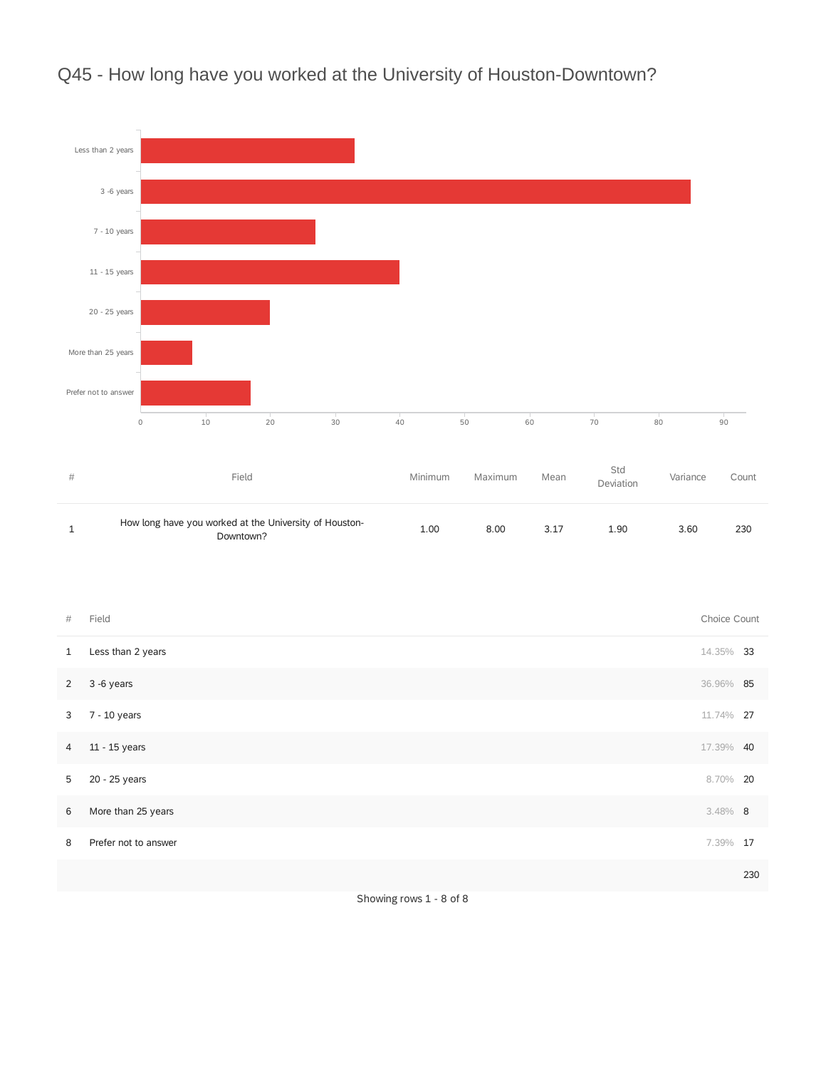## Q45 - How long have you worked at the University of Houston-Downtown?

| # | Field | Minimum | Maximum | Mean | Std Deviation | Variance | Count |
|---|---|---|---|---|---|---|---|
| 1 | How long have you worked at the University of Houston-Downtown? | 1.00 | 8.00 | 3.17 | 1.90 | 3.60 | 230 |

| # | Field | Choice Count | |
|---|---|---|---|
| 1 | Less than 2 years | 14.35% | 33 |
| 2 | 3 -6 years | 36.96% | 85 |
| 3 | 7 - 10 years | 11.74% | 27 |
| 4 | 11 - 15 years | 17.39% | 40 |
| 5 | 20 - 25 years | 8.70% | 20 |
| 6 | More than 25 years | 3.48% | 8 |
| 8 | Prefer not to answer | 7.39% | 17 |
| | | | 230 |

Showing rows 1 - 8 of 8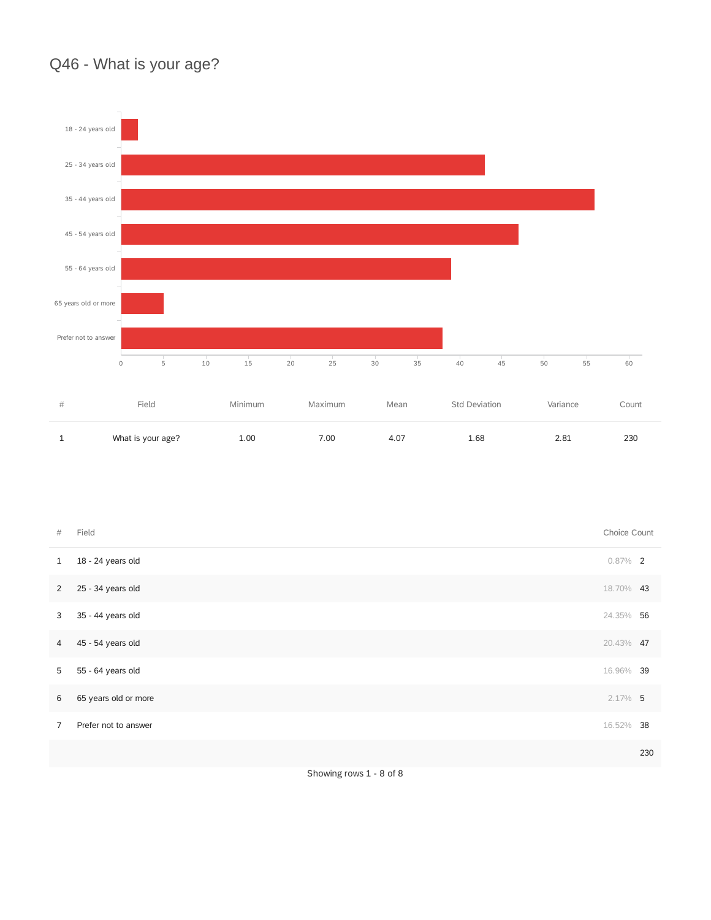# Q46 - What is your age?

| # | Field | Minimum | Maximum | Mean | Std Deviation | Variance | Count |
|---|---|---|---|---|---|---|---|
| 1 | What is your age? | 1.00 | 7.00 | 4.07 | 1.68 | 2.81 | 230 |

| # | Field | Choice Count | |
|---|---|---|---|
| 1 | 18 - 24 years old | 0.87% | 2 |
| 2 | 25 - 34 years old | 18.70% | 43 |
| 3 | 35 - 44 years old | 24.35% | 56 |
| 4 | 45 - 54 years old | 20.43% | 47 |
| 5 | 55 - 64 years old | 16.96% | 39 |
| 6 | 65 years old or more | 2.17% | 5 |
| 7 | Prefer not to answer | 16.52% | 38 |
| | | | 230 |

Showing rows 1 - 8 of 8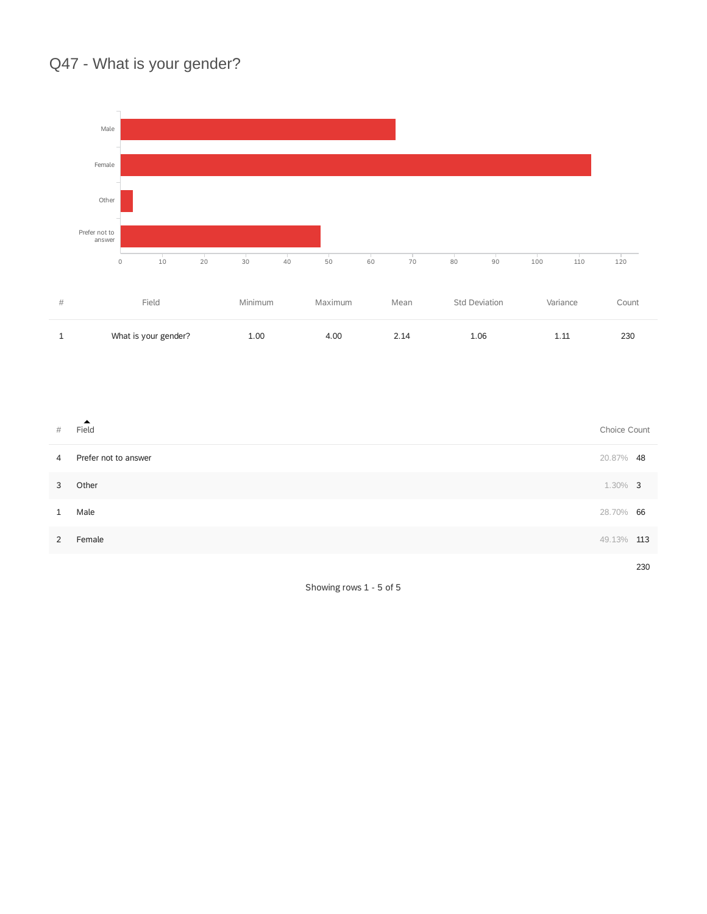# Q47 - What is your gender?

| # | Field | Minimum | Maximum | Mean | Std Deviation | Variance | Count |
|---|---|---|---|---|---|---|---|
| 1 | What is your gender? | 1.00 | 4.00 | 2.14 | 1.06 | 1.11 | 230 |

| # | Field | Choice Count | |
|---|---|---|---|
| 4 | Prefer not to answer | 20.87% | 48 |
| 3 | Other | 1.30% | 3 |
| 1 | Male | 28.70% | 66 |
| 2 | Female | 49.13% | 113 |
| | | | 230 |

Showing rows 1 - 5 of 5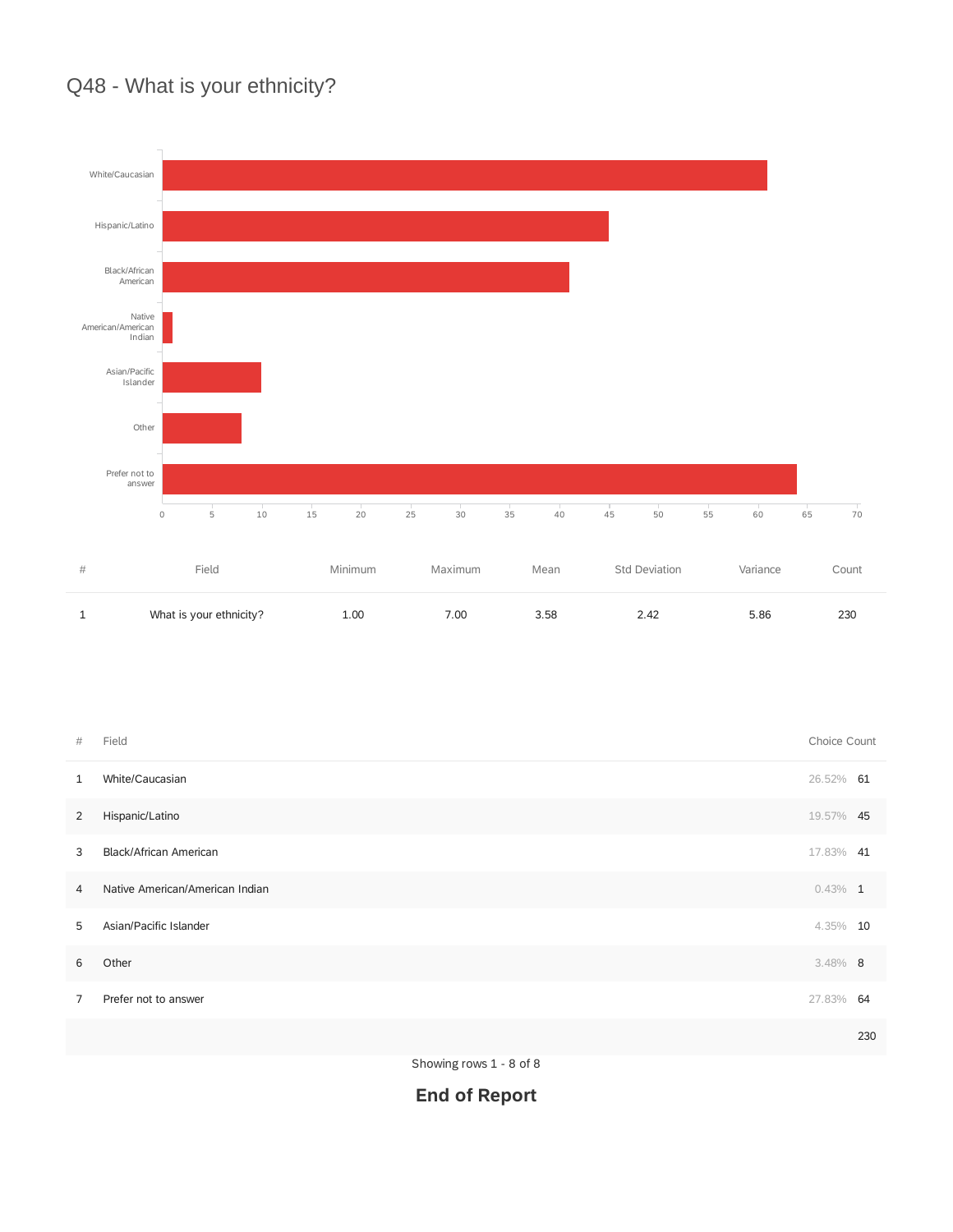# Q48 - What is your ethnicity?

White/Caucasian

Hispanic/Latino

Black/African American

Native American/American Indian

Asian/Pacific Islander

Other

Prefer not to answer

0 5 10 15 20 25 30 35 40 45 50 55 60 65 70

| # | Field | Minimum | Maximum | Mean | Std Deviation | Variance | Count |
|---|---|---|---|---|---|---|---|
| 1 | What is your ethnicity? | 1.00 | 7.00 | 3.58 | 2.42 | 5.86 | 230 |

| # | Field | Choice Count | |
|---|---|---|---|
| 1 | White/Caucasian | 26.52% | 61 |
| 2 | Hispanic/Latino | 19.57% | 45 |
| 3 | Black/African American | 17.83% | 41 |
| 4 | Native American/American Indian | 0.43% | 1 |
| 5 | Asian/Pacific Islander | 4.35% | 10 |
| 6 | Other | 3.48% | 8 |
| 7 | Prefer not to answer | 27.83% | 64 |
| | | | 230 |

Showing rows 1 - 8 of 8

**End of Report**